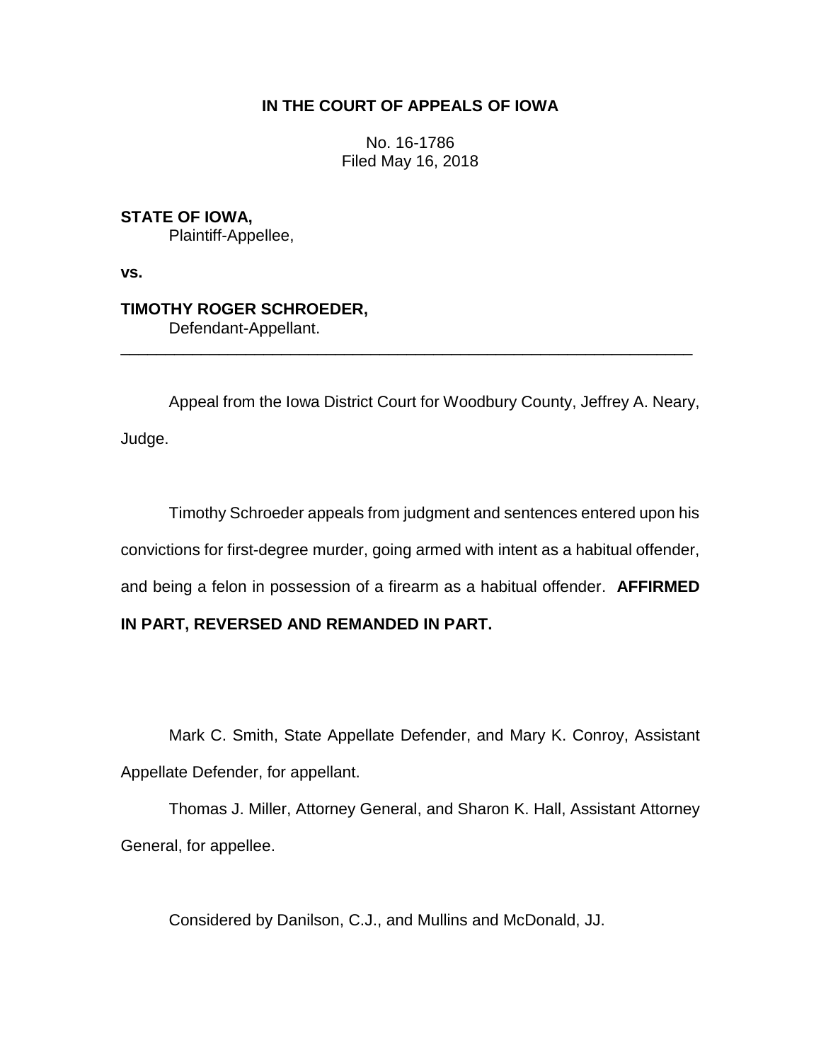**IN THE COURT OF APPEALS OF IOWA**

No. 16-1786
Filed May 16, 2018

**STATE OF IOWA,**
Plaintiff-Appellee,

**vs.**

**TIMOTHY ROGER SCHROEDER,**
Defendant-Appellant.

---

Appeal from the Iowa District Court for Woodbury County, Jeffrey A. Neary, Judge.

Timothy Schroeder appeals from judgment and sentences entered upon his convictions for first-degree murder, going armed with intent as a habitual offender, and being a felon in possession of a firearm as a habitual offender. **AFFIRMED IN PART, REVERSED AND REMANDED IN PART.**

Mark C. Smith, State Appellate Defender, and Mary K. Conroy, Assistant Appellate Defender, for appellant.

Thomas J. Miller, Attorney General, and Sharon K. Hall, Assistant Attorney General, for appellee.

Considered by Danilson, C.J., and Mullins and McDonald, JJ.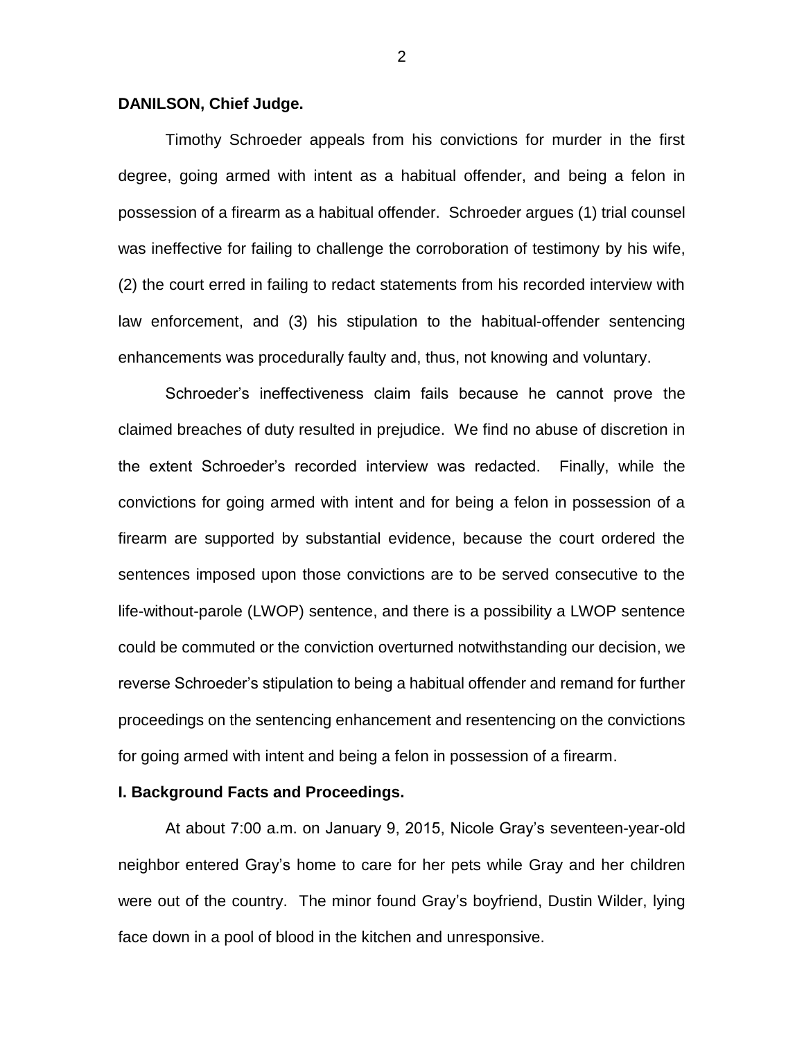**DANILSON, Chief Judge.**

Timothy Schroeder appeals from his convictions for murder in the first degree, going armed with intent as a habitual offender, and being a felon in possession of a firearm as a habitual offender. Schroeder argues (1) trial counsel was ineffective for failing to challenge the corroboration of testimony by his wife, (2) the court erred in failing to redact statements from his recorded interview with law enforcement, and (3) his stipulation to the habitual-offender sentencing enhancements was procedurally faulty and, thus, not knowing and voluntary.

Schroeder's ineffectiveness claim fails because he cannot prove the claimed breaches of duty resulted in prejudice. We find no abuse of discretion in the extent Schroeder's recorded interview was redacted. Finally, while the convictions for going armed with intent and for being a felon in possession of a firearm are supported by substantial evidence, because the court ordered the sentences imposed upon those convictions are to be served consecutive to the life-without-parole (LWOP) sentence, and there is a possibility a LWOP sentence could be commuted or the conviction overturned notwithstanding our decision, we reverse Schroeder's stipulation to being a habitual offender and remand for further proceedings on the sentencing enhancement and resentencing on the convictions for going armed with intent and being a felon in possession of a firearm.

**I. Background Facts and Proceedings.**

At about 7:00 a.m. on January 9, 2015, Nicole Gray's seventeen-year-old neighbor entered Gray's home to care for her pets while Gray and her children were out of the country. The minor found Gray's boyfriend, Dustin Wilder, lying face down in a pool of blood in the kitchen and unresponsive.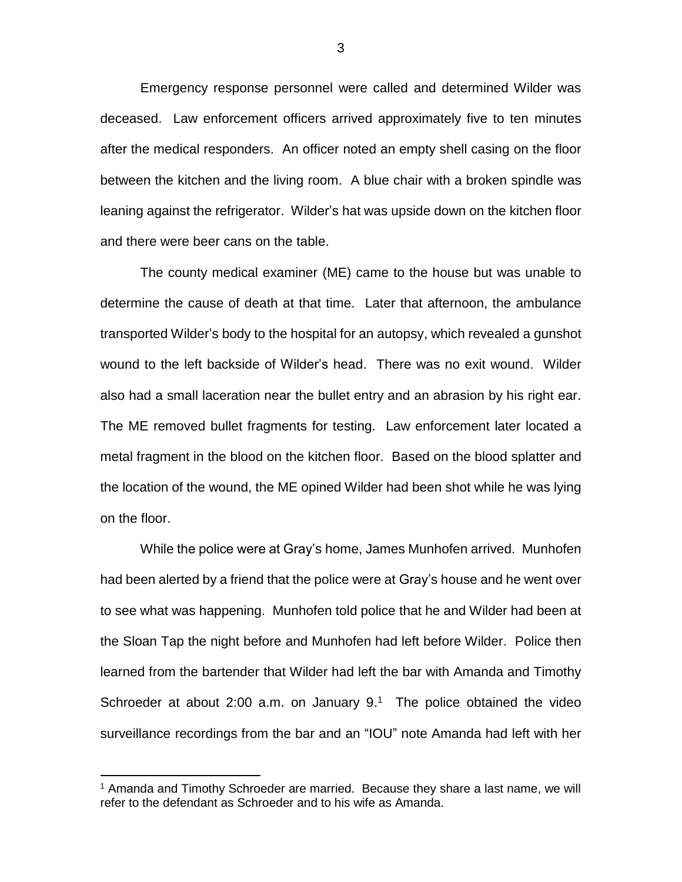Emergency response personnel were called and determined Wilder was deceased. Law enforcement officers arrived approximately five to ten minutes after the medical responders. An officer noted an empty shell casing on the floor between the kitchen and the living room. A blue chair with a broken spindle was leaning against the refrigerator. Wilder's hat was upside down on the kitchen floor and there were beer cans on the table.

The county medical examiner (ME) came to the house but was unable to determine the cause of death at that time. Later that afternoon, the ambulance transported Wilder's body to the hospital for an autopsy, which revealed a gunshot wound to the left backside of Wilder's head. There was no exit wound. Wilder also had a small laceration near the bullet entry and an abrasion by his right ear. The ME removed bullet fragments for testing. Law enforcement later located a metal fragment in the blood on the kitchen floor. Based on the blood splatter and the location of the wound, the ME opined Wilder had been shot while he was lying on the floor.

While the police were at Gray's home, James Munhofen arrived. Munhofen had been alerted by a friend that the police were at Gray's house and he went over to see what was happening. Munhofen told police that he and Wilder had been at the Sloan Tap the night before and Munhofen had left before Wilder. Police then learned from the bartender that Wilder had left the bar with Amanda and Timothy Schroeder at about 2:00 a.m. on January 9.[1] The police obtained the video surveillance recordings from the bar and an "IOU" note Amanda had left with her

[1] Amanda and Timothy Schroeder are married. Because they share a last name, we will refer to the defendant as Schroeder and to his wife as Amanda.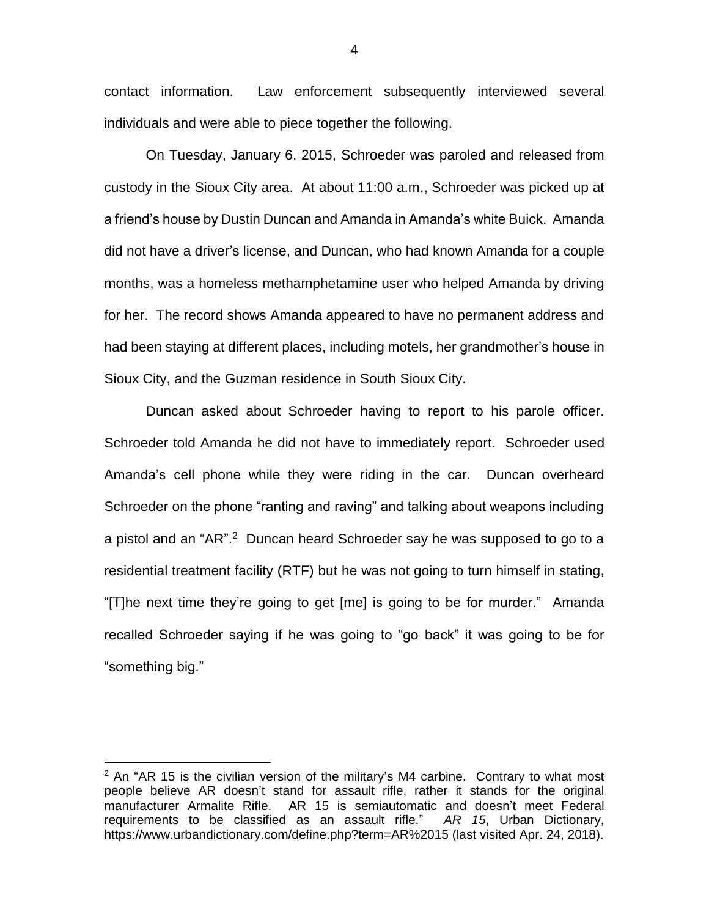contact information. Law enforcement subsequently interviewed several individuals and were able to piece together the following.

On Tuesday, January 6, 2015, Schroeder was paroled and released from custody in the Sioux City area. At about 11:00 a.m., Schroeder was picked up at a friend's house by Dustin Duncan and Amanda in Amanda's white Buick. Amanda did not have a driver's license, and Duncan, who had known Amanda for a couple months, was a homeless methamphetamine user who helped Amanda by driving for her. The record shows Amanda appeared to have no permanent address and had been staying at different places, including motels, her grandmother's house in Sioux City, and the Guzman residence in South Sioux City.

Duncan asked about Schroeder having to report to his parole officer. Schroeder told Amanda he did not have to immediately report. Schroeder used Amanda's cell phone while they were riding in the car. Duncan overheard Schroeder on the phone "ranting and raving" and talking about weapons including a pistol and an "AR".[2] Duncan heard Schroeder say he was supposed to go to a residential treatment facility (RTF) but he was not going to turn himself in stating, "[T]he next time they're going to get [me] is going to be for murder." Amanda recalled Schroeder saying if he was going to "go back" it was going to be for "something big."

---

[2] An "AR 15 is the civilian version of the military's M4 carbine. Contrary to what most people believe AR doesn't stand for assault rifle, rather it stands for the original manufacturer Armalite Rifle. AR 15 is semiautomatic and doesn't meet Federal requirements to be classified as an assault rifle." *AR 15*, Urban Dictionary, https://www.urbandictionary.com/define.php?term=AR%2015 (last visited Apr. 24, 2018).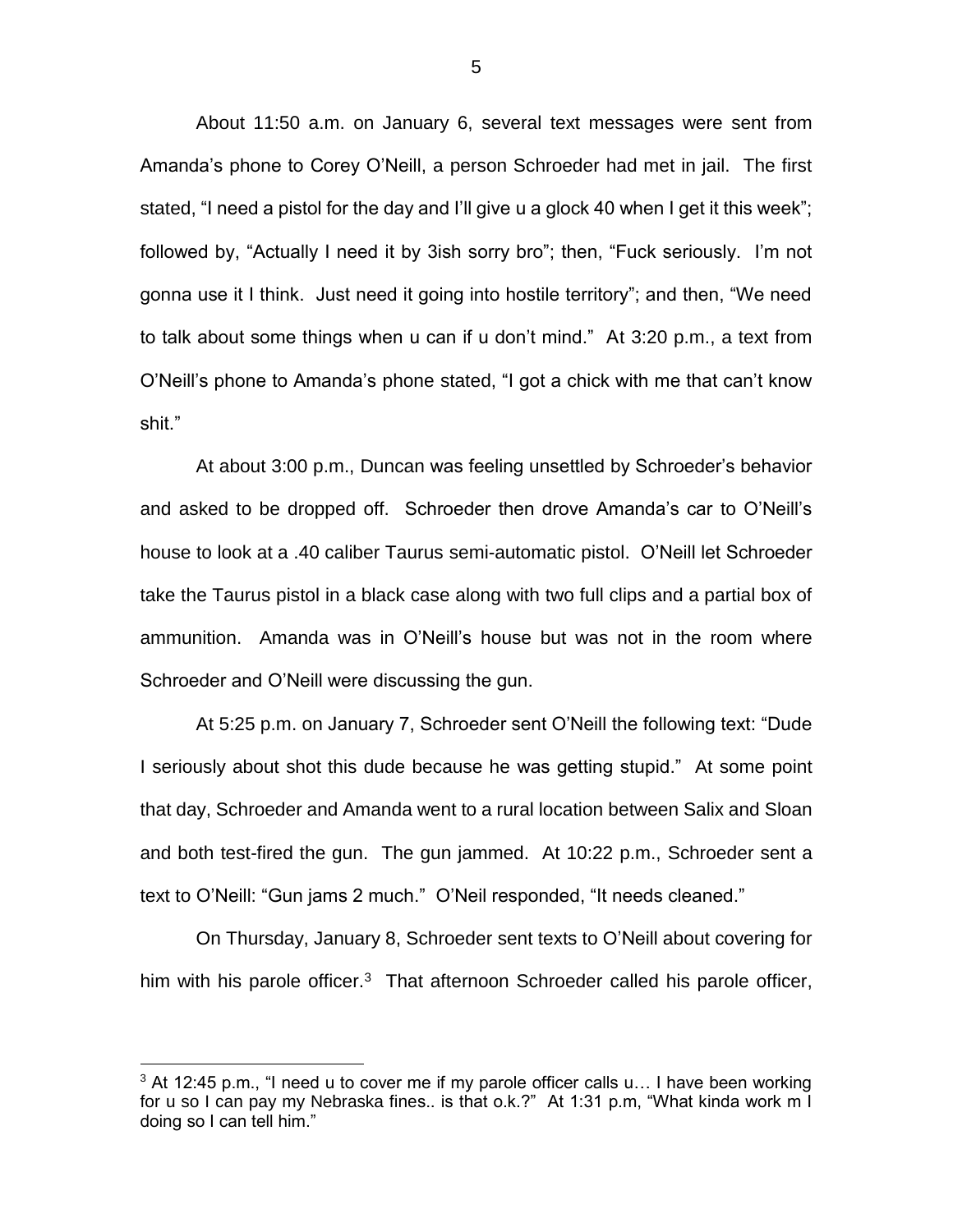About 11:50 a.m. on January 6, several text messages were sent from Amanda's phone to Corey O'Neill, a person Schroeder had met in jail. The first stated, "I need a pistol for the day and I'll give u a glock 40 when I get it this week"; followed by, "Actually I need it by 3ish sorry bro"; then, "Fuck seriously. I'm not gonna use it I think. Just need it going into hostile territory"; and then, "We need to talk about some things when u can if u don't mind." At 3:20 p.m., a text from O'Neill's phone to Amanda's phone stated, "I got a chick with me that can't know shit."

At about 3:00 p.m., Duncan was feeling unsettled by Schroeder's behavior and asked to be dropped off. Schroeder then drove Amanda's car to O'Neill's house to look at a .40 caliber Taurus semi-automatic pistol. O'Neill let Schroeder take the Taurus pistol in a black case along with two full clips and a partial box of ammunition. Amanda was in O'Neill's house but was not in the room where Schroeder and O'Neill were discussing the gun.

At 5:25 p.m. on January 7, Schroeder sent O'Neill the following text: "Dude I seriously about shot this dude because he was getting stupid." At some point that day, Schroeder and Amanda went to a rural location between Salix and Sloan and both test-fired the gun. The gun jammed. At 10:22 p.m., Schroeder sent a text to O'Neill: "Gun jams 2 much." O'Neil responded, "It needs cleaned."

On Thursday, January 8, Schroeder sent texts to O'Neill about covering for him with his parole officer.[3] That afternoon Schroeder called his parole officer,

[3] At 12:45 p.m., "I need u to cover me if my parole officer calls u… I have been working for u so I can pay my Nebraska fines.. is that o.k.?" At 1:31 p.m, "What kinda work m I doing so I can tell him."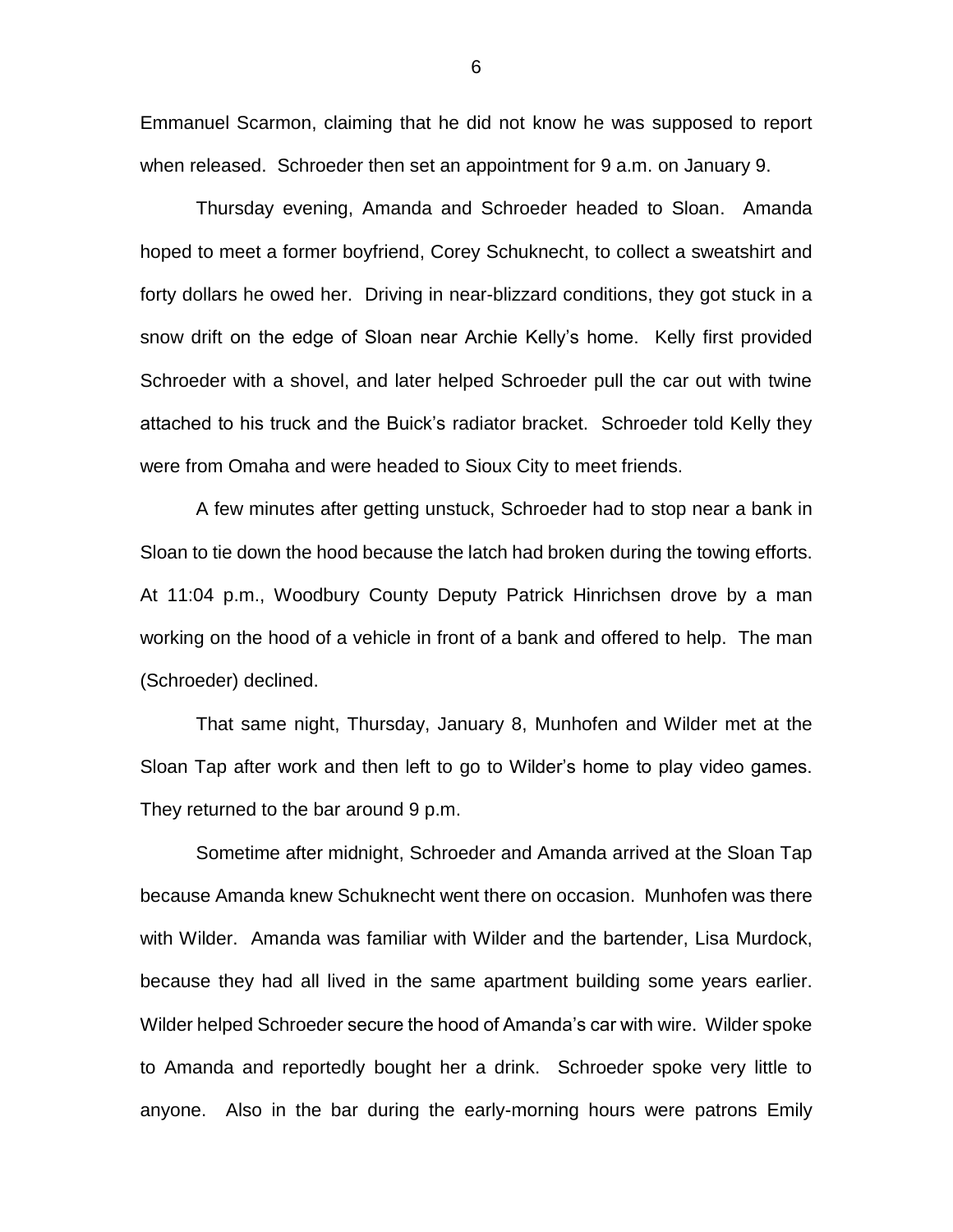Emmanuel Scarmon, claiming that he did not know he was supposed to report when released. Schroeder then set an appointment for 9 a.m. on January 9.

Thursday evening, Amanda and Schroeder headed to Sloan. Amanda hoped to meet a former boyfriend, Corey Schuknecht, to collect a sweatshirt and forty dollars he owed her. Driving in near-blizzard conditions, they got stuck in a snow drift on the edge of Sloan near Archie Kelly's home. Kelly first provided Schroeder with a shovel, and later helped Schroeder pull the car out with twine attached to his truck and the Buick's radiator bracket. Schroeder told Kelly they were from Omaha and were headed to Sioux City to meet friends.

A few minutes after getting unstuck, Schroeder had to stop near a bank in Sloan to tie down the hood because the latch had broken during the towing efforts. At 11:04 p.m., Woodbury County Deputy Patrick Hinrichsen drove by a man working on the hood of a vehicle in front of a bank and offered to help. The man (Schroeder) declined.

That same night, Thursday, January 8, Munhofen and Wilder met at the Sloan Tap after work and then left to go to Wilder's home to play video games. They returned to the bar around 9 p.m.

Sometime after midnight, Schroeder and Amanda arrived at the Sloan Tap because Amanda knew Schuknecht went there on occasion. Munhofen was there with Wilder. Amanda was familiar with Wilder and the bartender, Lisa Murdock, because they had all lived in the same apartment building some years earlier. Wilder helped Schroeder secure the hood of Amanda's car with wire. Wilder spoke to Amanda and reportedly bought her a drink. Schroeder spoke very little to anyone. Also in the bar during the early-morning hours were patrons Emily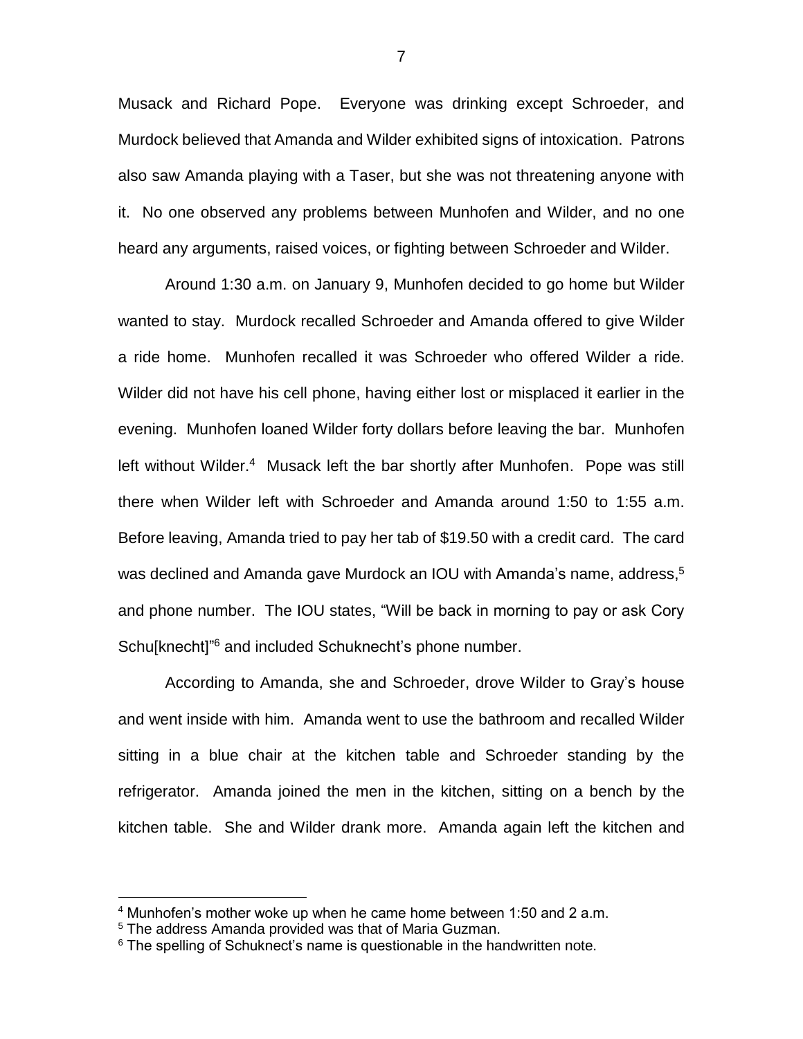Musack and Richard Pope. Everyone was drinking except Schroeder, and Murdock believed that Amanda and Wilder exhibited signs of intoxication. Patrons also saw Amanda playing with a Taser, but she was not threatening anyone with it. No one observed any problems between Munhofen and Wilder, and no one heard any arguments, raised voices, or fighting between Schroeder and Wilder.

Around 1:30 a.m. on January 9, Munhofen decided to go home but Wilder wanted to stay. Murdock recalled Schroeder and Amanda offered to give Wilder a ride home. Munhofen recalled it was Schroeder who offered Wilder a ride. Wilder did not have his cell phone, having either lost or misplaced it earlier in the evening. Munhofen loaned Wilder forty dollars before leaving the bar. Munhofen left without Wilder.[4] Musack left the bar shortly after Munhofen. Pope was still there when Wilder left with Schroeder and Amanda around 1:50 to 1:55 a.m. Before leaving, Amanda tried to pay her tab of $19.50 with a credit card. The card was declined and Amanda gave Murdock an IOU with Amanda's name, address,[5] and phone number. The IOU states, "Will be back in morning to pay or ask Cory Schu[knecht]"[6] and included Schuknecht's phone number.

According to Amanda, she and Schroeder, drove Wilder to Gray's house and went inside with him. Amanda went to use the bathroom and recalled Wilder sitting in a blue chair at the kitchen table and Schroeder standing by the refrigerator. Amanda joined the men in the kitchen, sitting on a bench by the kitchen table. She and Wilder drank more. Amanda again left the kitchen and

---

[4] Munhofen's mother woke up when he came home between 1:50 and 2 a.m.

[5] The address Amanda provided was that of Maria Guzman.

[6] The spelling of Schuknect's name is questionable in the handwritten note.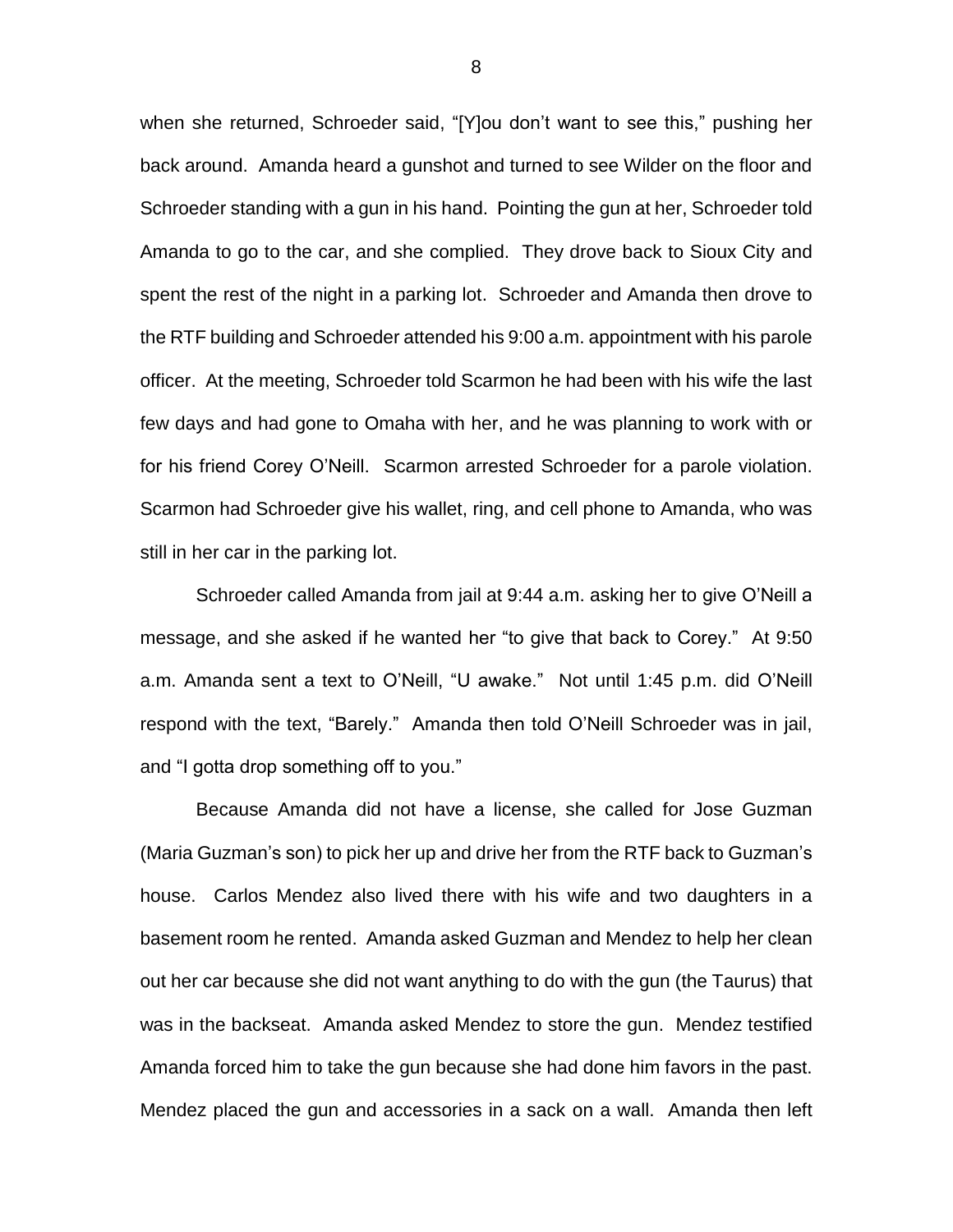when she returned, Schroeder said, "[Y]ou don't want to see this," pushing her back around. Amanda heard a gunshot and turned to see Wilder on the floor and Schroeder standing with a gun in his hand. Pointing the gun at her, Schroeder told Amanda to go to the car, and she complied. They drove back to Sioux City and spent the rest of the night in a parking lot. Schroeder and Amanda then drove to the RTF building and Schroeder attended his 9:00 a.m. appointment with his parole officer. At the meeting, Schroeder told Scarmon he had been with his wife the last few days and had gone to Omaha with her, and he was planning to work with or for his friend Corey O'Neill. Scarmon arrested Schroeder for a parole violation. Scarmon had Schroeder give his wallet, ring, and cell phone to Amanda, who was still in her car in the parking lot.

Schroeder called Amanda from jail at 9:44 a.m. asking her to give O'Neill a message, and she asked if he wanted her "to give that back to Corey." At 9:50 a.m. Amanda sent a text to O'Neill, "U awake." Not until 1:45 p.m. did O'Neill respond with the text, "Barely." Amanda then told O'Neill Schroeder was in jail, and "I gotta drop something off to you."

Because Amanda did not have a license, she called for Jose Guzman (Maria Guzman's son) to pick her up and drive her from the RTF back to Guzman's house. Carlos Mendez also lived there with his wife and two daughters in a basement room he rented. Amanda asked Guzman and Mendez to help her clean out her car because she did not want anything to do with the gun (the Taurus) that was in the backseat. Amanda asked Mendez to store the gun. Mendez testified Amanda forced him to take the gun because she had done him favors in the past. Mendez placed the gun and accessories in a sack on a wall. Amanda then left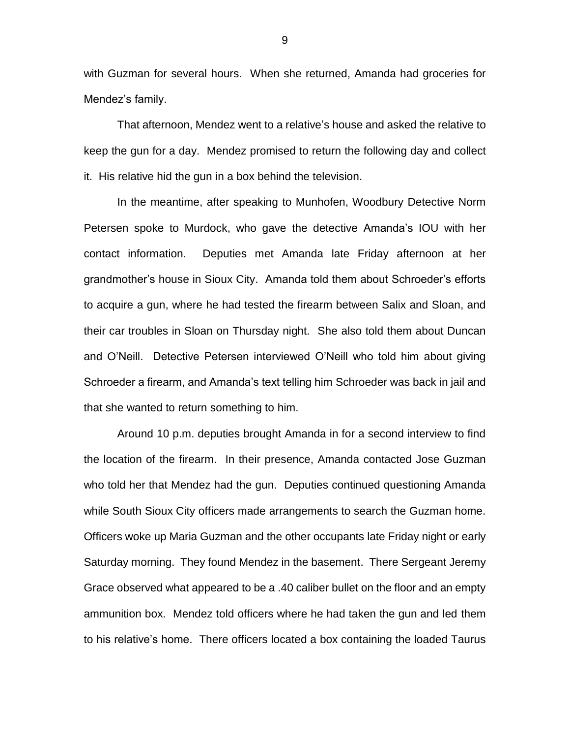with Guzman for several hours. When she returned, Amanda had groceries for Mendez's family.

That afternoon, Mendez went to a relative's house and asked the relative to keep the gun for a day. Mendez promised to return the following day and collect it. His relative hid the gun in a box behind the television.

In the meantime, after speaking to Munhofen, Woodbury Detective Norm Petersen spoke to Murdock, who gave the detective Amanda's IOU with her contact information. Deputies met Amanda late Friday afternoon at her grandmother's house in Sioux City. Amanda told them about Schroeder's efforts to acquire a gun, where he had tested the firearm between Salix and Sloan, and their car troubles in Sloan on Thursday night. She also told them about Duncan and O'Neill. Detective Petersen interviewed O'Neill who told him about giving Schroeder a firearm, and Amanda's text telling him Schroeder was back in jail and that she wanted to return something to him.

Around 10 p.m. deputies brought Amanda in for a second interview to find the location of the firearm. In their presence, Amanda contacted Jose Guzman who told her that Mendez had the gun. Deputies continued questioning Amanda while South Sioux City officers made arrangements to search the Guzman home. Officers woke up Maria Guzman and the other occupants late Friday night or early Saturday morning. They found Mendez in the basement. There Sergeant Jeremy Grace observed what appeared to be a .40 caliber bullet on the floor and an empty ammunition box. Mendez told officers where he had taken the gun and led them to his relative's home. There officers located a box containing the loaded Taurus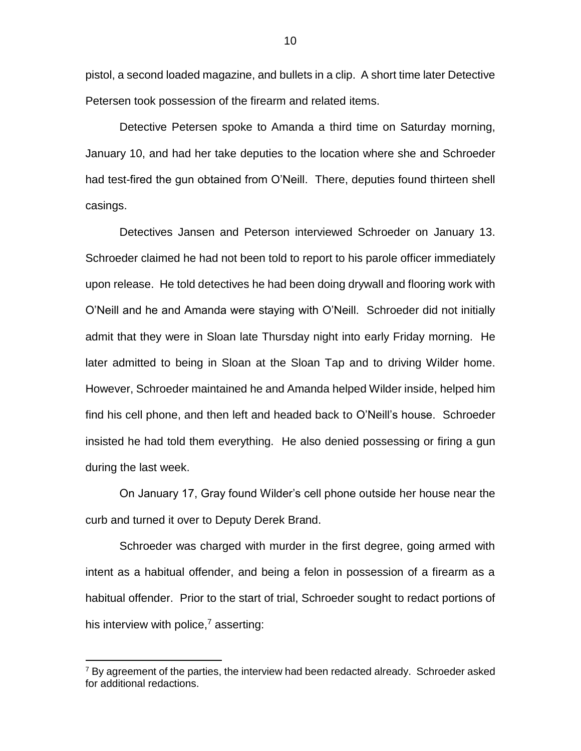pistol, a second loaded magazine, and bullets in a clip. A short time later Detective Petersen took possession of the firearm and related items.

Detective Petersen spoke to Amanda a third time on Saturday morning, January 10, and had her take deputies to the location where she and Schroeder had test-fired the gun obtained from O'Neill. There, deputies found thirteen shell casings.

Detectives Jansen and Peterson interviewed Schroeder on January 13. Schroeder claimed he had not been told to report to his parole officer immediately upon release. He told detectives he had been doing drywall and flooring work with O'Neill and he and Amanda were staying with O'Neill. Schroeder did not initially admit that they were in Sloan late Thursday night into early Friday morning. He later admitted to being in Sloan at the Sloan Tap and to driving Wilder home. However, Schroeder maintained he and Amanda helped Wilder inside, helped him find his cell phone, and then left and headed back to O'Neill's house. Schroeder insisted he had told them everything. He also denied possessing or firing a gun during the last week.

On January 17, Gray found Wilder's cell phone outside her house near the curb and turned it over to Deputy Derek Brand.

Schroeder was charged with murder in the first degree, going armed with intent as a habitual offender, and being a felon in possession of a firearm as a habitual offender. Prior to the start of trial, Schroeder sought to redact portions of his interview with police,[7] asserting:

---

[7] By agreement of the parties, the interview had been redacted already. Schroeder asked for additional redactions.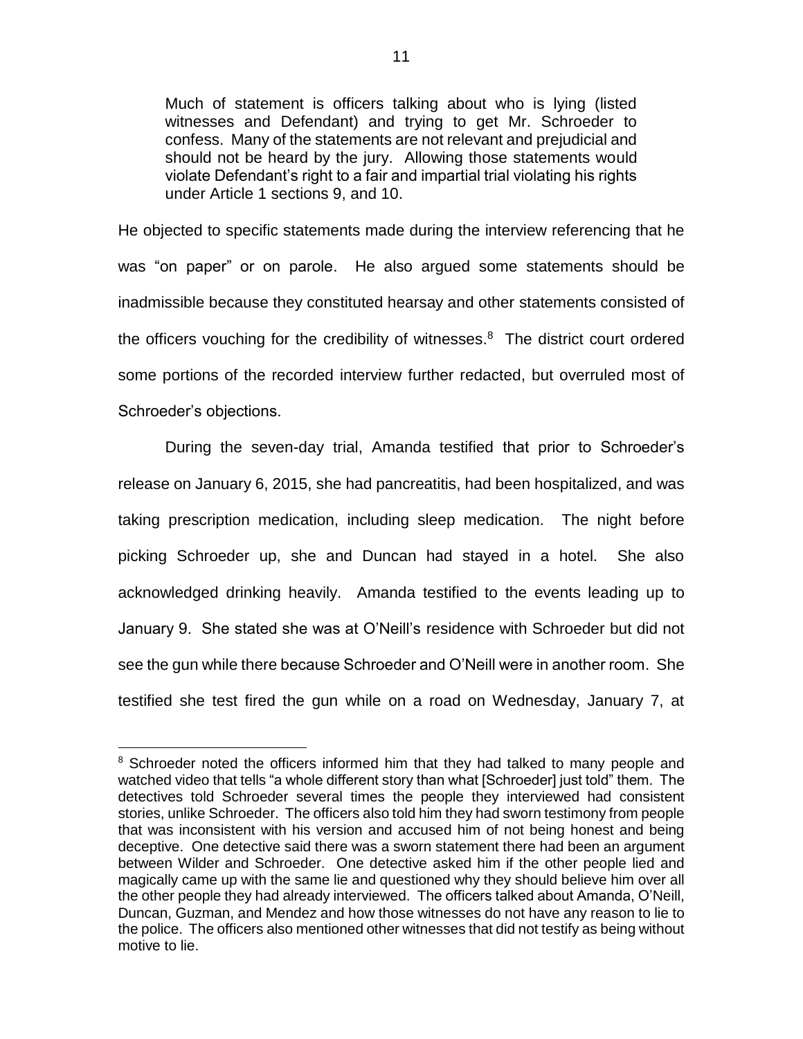> Much of statement is officers talking about who is lying (listed witnesses and Defendant) and trying to get Mr. Schroeder to confess. Many of the statements are not relevant and prejudicial and should not be heard by the jury. Allowing those statements would violate Defendant's right to a fair and impartial trial violating his rights under Article 1 sections 9, and 10.

He objected to specific statements made during the interview referencing that he was "on paper" or on parole. He also argued some statements should be inadmissible because they constituted hearsay and other statements consisted of the officers vouching for the credibility of witnesses.[8] The district court ordered some portions of the recorded interview further redacted, but overruled most of Schroeder's objections.

During the seven-day trial, Amanda testified that prior to Schroeder's release on January 6, 2015, she had pancreatitis, had been hospitalized, and was taking prescription medication, including sleep medication. The night before picking Schroeder up, she and Duncan had stayed in a hotel. She also acknowledged drinking heavily. Amanda testified to the events leading up to January 9. She stated she was at O'Neill's residence with Schroeder but did not see the gun while there because Schroeder and O'Neill were in another room. She testified she test fired the gun while on a road on Wednesday, January 7, at

---

[8] Schroeder noted the officers informed him that they had talked to many people and watched video that tells "a whole different story than what [Schroeder] just told" them. The detectives told Schroeder several times the people they interviewed had consistent stories, unlike Schroeder. The officers also told him they had sworn testimony from people that was inconsistent with his version and accused him of not being honest and being deceptive. One detective said there was a sworn statement there had been an argument between Wilder and Schroeder. One detective asked him if the other people lied and magically came up with the same lie and questioned why they should believe him over all the other people they had already interviewed. The officers talked about Amanda, O'Neill, Duncan, Guzman, and Mendez and how those witnesses do not have any reason to lie to the police. The officers also mentioned other witnesses that did not testify as being without motive to lie.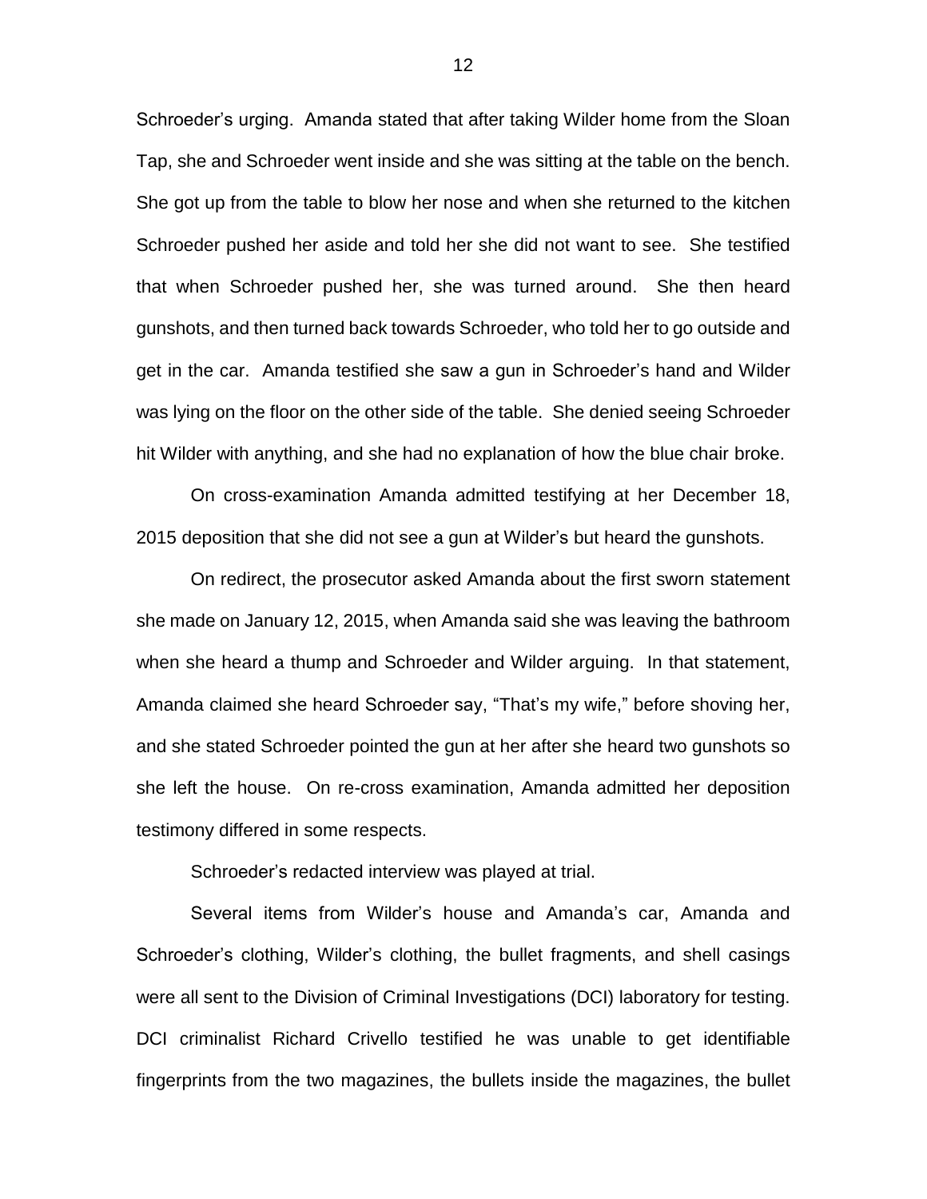Schroeder's urging. Amanda stated that after taking Wilder home from the Sloan Tap, she and Schroeder went inside and she was sitting at the table on the bench. She got up from the table to blow her nose and when she returned to the kitchen Schroeder pushed her aside and told her she did not want to see. She testified that when Schroeder pushed her, she was turned around. She then heard gunshots, and then turned back towards Schroeder, who told her to go outside and get in the car. Amanda testified she saw a gun in Schroeder's hand and Wilder was lying on the floor on the other side of the table. She denied seeing Schroeder hit Wilder with anything, and she had no explanation of how the blue chair broke.

On cross-examination Amanda admitted testifying at her December 18, 2015 deposition that she did not see a gun at Wilder's but heard the gunshots.

On redirect, the prosecutor asked Amanda about the first sworn statement she made on January 12, 2015, when Amanda said she was leaving the bathroom when she heard a thump and Schroeder and Wilder arguing. In that statement, Amanda claimed she heard Schroeder say, "That's my wife," before shoving her, and she stated Schroeder pointed the gun at her after she heard two gunshots so she left the house. On re-cross examination, Amanda admitted her deposition testimony differed in some respects.

Schroeder's redacted interview was played at trial.

Several items from Wilder's house and Amanda's car, Amanda and Schroeder's clothing, Wilder's clothing, the bullet fragments, and shell casings were all sent to the Division of Criminal Investigations (DCI) laboratory for testing. DCI criminalist Richard Crivello testified he was unable to get identifiable fingerprints from the two magazines, the bullets inside the magazines, the bullet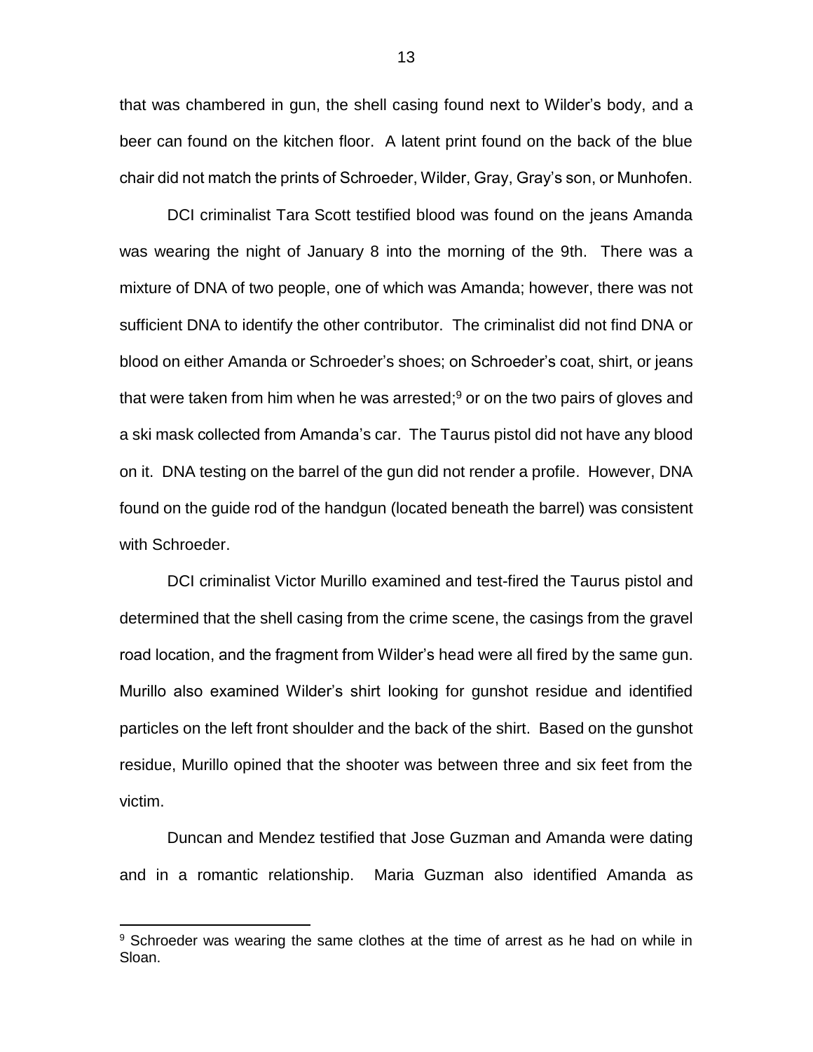that was chambered in gun, the shell casing found next to Wilder's body, and a beer can found on the kitchen floor. A latent print found on the back of the blue chair did not match the prints of Schroeder, Wilder, Gray, Gray's son, or Munhofen.

DCI criminalist Tara Scott testified blood was found on the jeans Amanda was wearing the night of January 8 into the morning of the 9th. There was a mixture of DNA of two people, one of which was Amanda; however, there was not sufficient DNA to identify the other contributor. The criminalist did not find DNA or blood on either Amanda or Schroeder's shoes; on Schroeder's coat, shirt, or jeans that were taken from him when he was arrested;[9] or on the two pairs of gloves and a ski mask collected from Amanda's car. The Taurus pistol did not have any blood on it. DNA testing on the barrel of the gun did not render a profile. However, DNA found on the guide rod of the handgun (located beneath the barrel) was consistent with Schroeder.

DCI criminalist Victor Murillo examined and test-fired the Taurus pistol and determined that the shell casing from the crime scene, the casings from the gravel road location, and the fragment from Wilder's head were all fired by the same gun. Murillo also examined Wilder's shirt looking for gunshot residue and identified particles on the left front shoulder and the back of the shirt. Based on the gunshot residue, Murillo opined that the shooter was between three and six feet from the victim.

Duncan and Mendez testified that Jose Guzman and Amanda were dating and in a romantic relationship. Maria Guzman also identified Amanda as

---

[9] Schroeder was wearing the same clothes at the time of arrest as he had on while in Sloan.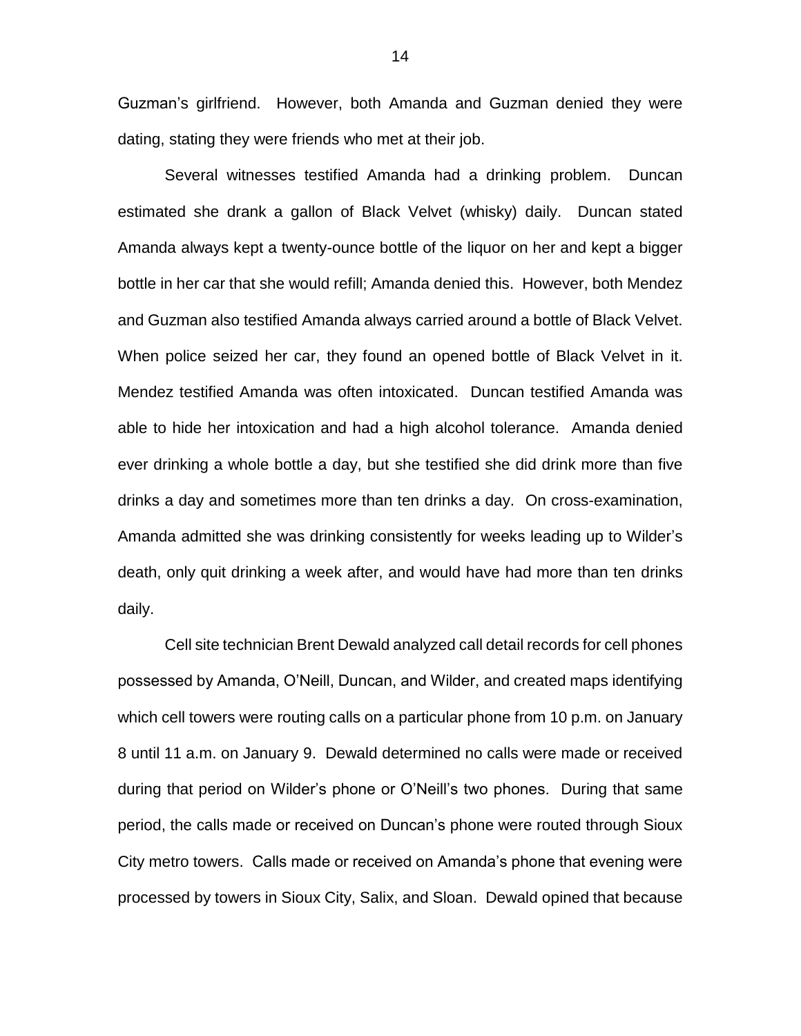Guzman's girlfriend. However, both Amanda and Guzman denied they were dating, stating they were friends who met at their job.

Several witnesses testified Amanda had a drinking problem. Duncan estimated she drank a gallon of Black Velvet (whisky) daily. Duncan stated Amanda always kept a twenty-ounce bottle of the liquor on her and kept a bigger bottle in her car that she would refill; Amanda denied this. However, both Mendez and Guzman also testified Amanda always carried around a bottle of Black Velvet. When police seized her car, they found an opened bottle of Black Velvet in it. Mendez testified Amanda was often intoxicated. Duncan testified Amanda was able to hide her intoxication and had a high alcohol tolerance. Amanda denied ever drinking a whole bottle a day, but she testified she did drink more than five drinks a day and sometimes more than ten drinks a day. On cross-examination, Amanda admitted she was drinking consistently for weeks leading up to Wilder's death, only quit drinking a week after, and would have had more than ten drinks daily.

Cell site technician Brent Dewald analyzed call detail records for cell phones possessed by Amanda, O'Neill, Duncan, and Wilder, and created maps identifying which cell towers were routing calls on a particular phone from 10 p.m. on January 8 until 11 a.m. on January 9. Dewald determined no calls were made or received during that period on Wilder's phone or O'Neill's two phones. During that same period, the calls made or received on Duncan's phone were routed through Sioux City metro towers. Calls made or received on Amanda's phone that evening were processed by towers in Sioux City, Salix, and Sloan. Dewald opined that because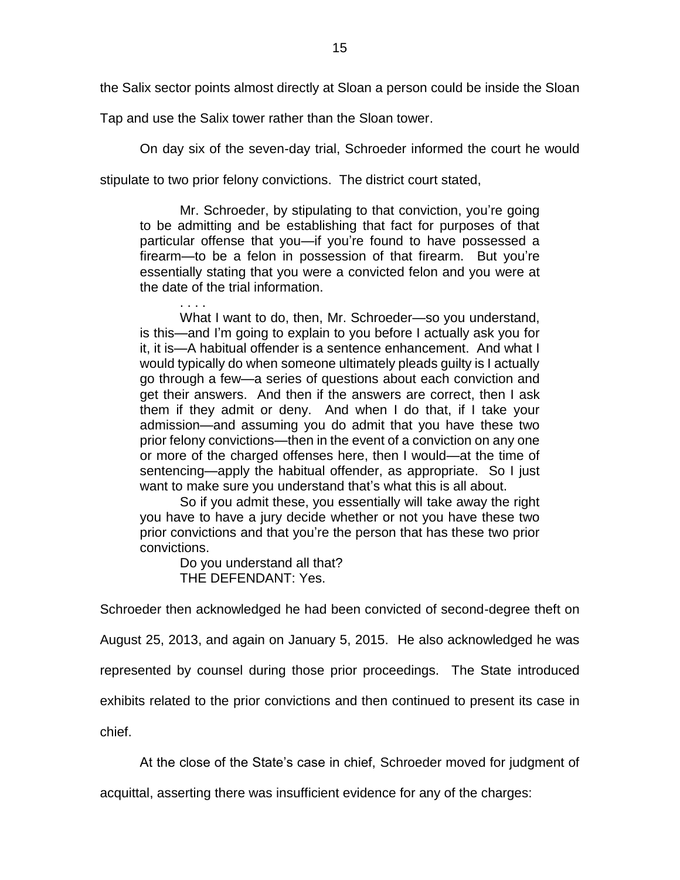the Salix sector points almost directly at Sloan a person could be inside the Sloan Tap and use the Salix tower rather than the Sloan tower.

On day six of the seven-day trial, Schroeder informed the court he would stipulate to two prior felony convictions. The district court stated,

> Mr. Schroeder, by stipulating to that conviction, you're going to be admitting and be establishing that fact for purposes of that particular offense that you—if you're found to have possessed a firearm—to be a felon in possession of that firearm. But you're essentially stating that you were a convicted felon and you were at the date of the trial information.
>
> . . . .
>
> What I want to do, then, Mr. Schroeder—so you understand, is this—and I'm going to explain to you before I actually ask you for it, it is—A habitual offender is a sentence enhancement. And what I would typically do when someone ultimately pleads guilty is I actually go through a few—a series of questions about each conviction and get their answers. And then if the answers are correct, then I ask them if they admit or deny. And when I do that, if I take your admission—and assuming you do admit that you have these two prior felony convictions—then in the event of a conviction on any one or more of the charged offenses here, then I would—at the time of sentencing—apply the habitual offender, as appropriate. So I just want to make sure you understand that's what this is all about.
>
> So if you admit these, you essentially will take away the right you have to have a jury decide whether or not you have these two prior convictions and that you're the person that has these two prior convictions.
>
> Do you understand all that?
>
> THE DEFENDANT: Yes.

Schroeder then acknowledged he had been convicted of second-degree theft on August 25, 2013, and again on January 5, 2015. He also acknowledged he was represented by counsel during those prior proceedings. The State introduced exhibits related to the prior convictions and then continued to present its case in chief.

At the close of the State's case in chief, Schroeder moved for judgment of acquittal, asserting there was insufficient evidence for any of the charges: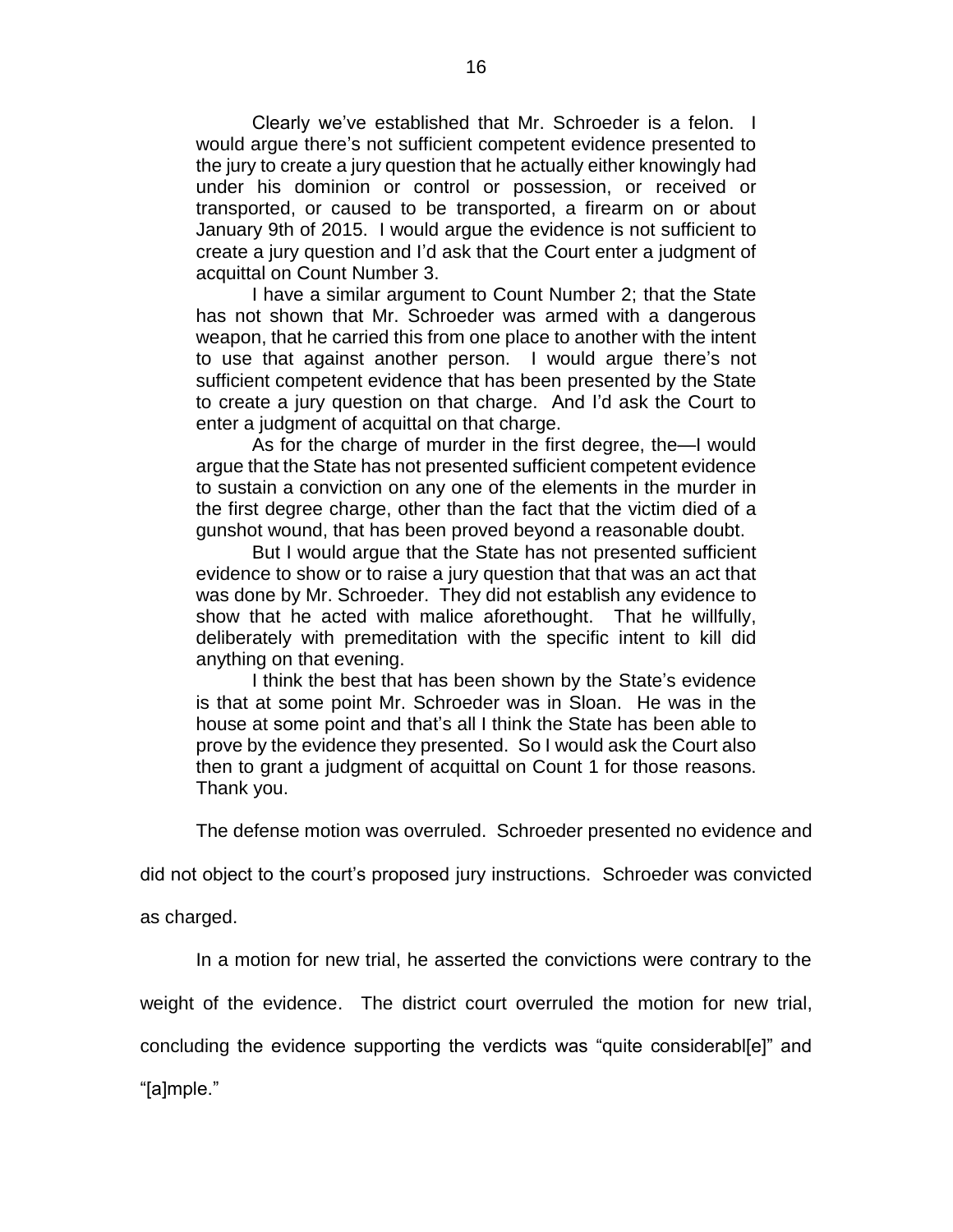Clearly we've established that Mr. Schroeder is a felon. I would argue there's not sufficient competent evidence presented to the jury to create a jury question that he actually either knowingly had under his dominion or control or possession, or received or transported, or caused to be transported, a firearm on or about January 9th of 2015. I would argue the evidence is not sufficient to create a jury question and I'd ask that the Court enter a judgment of acquittal on Count Number 3.

I have a similar argument to Count Number 2; that the State has not shown that Mr. Schroeder was armed with a dangerous weapon, that he carried this from one place to another with the intent to use that against another person. I would argue there's not sufficient competent evidence that has been presented by the State to create a jury question on that charge. And I'd ask the Court to enter a judgment of acquittal on that charge.

As for the charge of murder in the first degree, the—I would argue that the State has not presented sufficient competent evidence to sustain a conviction on any one of the elements in the murder in the first degree charge, other than the fact that the victim died of a gunshot wound, that has been proved beyond a reasonable doubt.

But I would argue that the State has not presented sufficient evidence to show or to raise a jury question that that was an act that was done by Mr. Schroeder. They did not establish any evidence to show that he acted with malice aforethought. That he willfully, deliberately with premeditation with the specific intent to kill did anything on that evening.

I think the best that has been shown by the State's evidence is that at some point Mr. Schroeder was in Sloan. He was in the house at some point and that's all I think the State has been able to prove by the evidence they presented. So I would ask the Court also then to grant a judgment of acquittal on Count 1 for those reasons. Thank you.

The defense motion was overruled. Schroeder presented no evidence and did not object to the court's proposed jury instructions. Schroeder was convicted as charged.

In a motion for new trial, he asserted the convictions were contrary to the weight of the evidence. The district court overruled the motion for new trial, concluding the evidence supporting the verdicts was "quite considerabl[e]" and "[a]mple."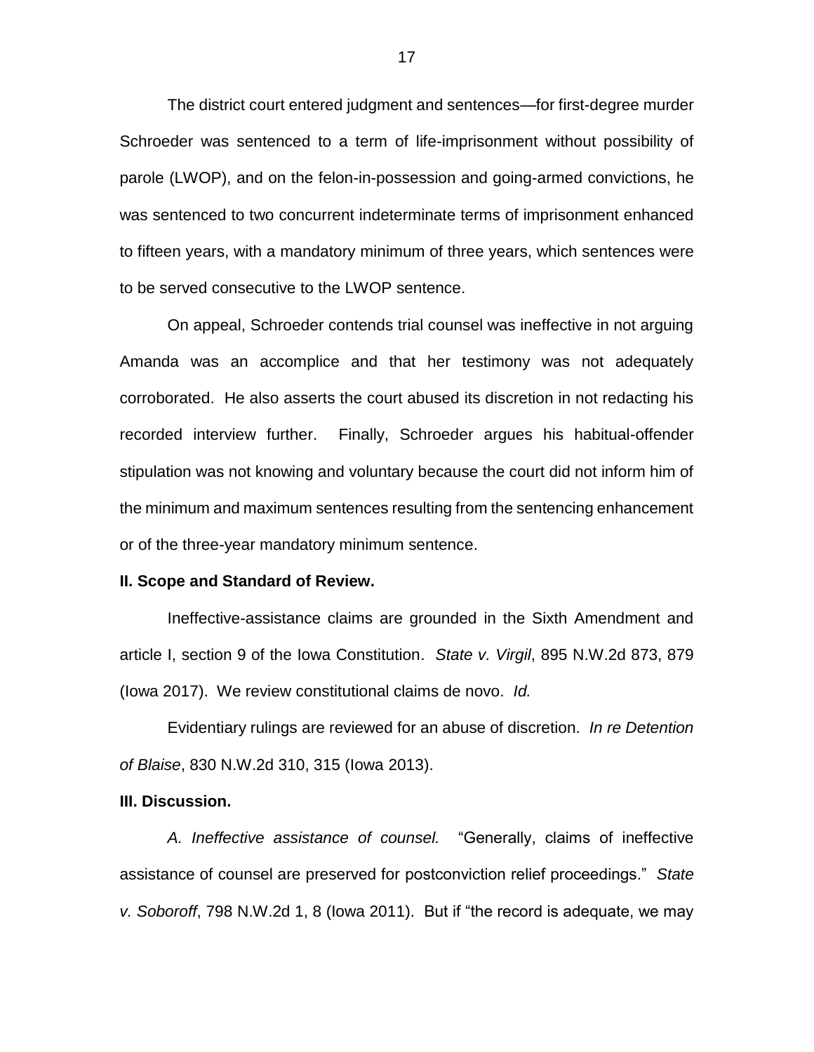The district court entered judgment and sentences—for first-degree murder Schroeder was sentenced to a term of life-imprisonment without possibility of parole (LWOP), and on the felon-in-possession and going-armed convictions, he was sentenced to two concurrent indeterminate terms of imprisonment enhanced to fifteen years, with a mandatory minimum of three years, which sentences were to be served consecutive to the LWOP sentence.

On appeal, Schroeder contends trial counsel was ineffective in not arguing Amanda was an accomplice and that her testimony was not adequately corroborated. He also asserts the court abused its discretion in not redacting his recorded interview further. Finally, Schroeder argues his habitual-offender stipulation was not knowing and voluntary because the court did not inform him of the minimum and maximum sentences resulting from the sentencing enhancement or of the three-year mandatory minimum sentence.

**II. Scope and Standard of Review.**

Ineffective-assistance claims are grounded in the Sixth Amendment and article I, section 9 of the Iowa Constitution. *State v. Virgil*, 895 N.W.2d 873, 879 (Iowa 2017). We review constitutional claims de novo. *Id.*

Evidentiary rulings are reviewed for an abuse of discretion. *In re Detention of Blaise*, 830 N.W.2d 310, 315 (Iowa 2013).

**III. Discussion.**

*A. Ineffective assistance of counsel.* "Generally, claims of ineffective assistance of counsel are preserved for postconviction relief proceedings." *State v. Soboroff*, 798 N.W.2d 1, 8 (Iowa 2011). But if "the record is adequate, we may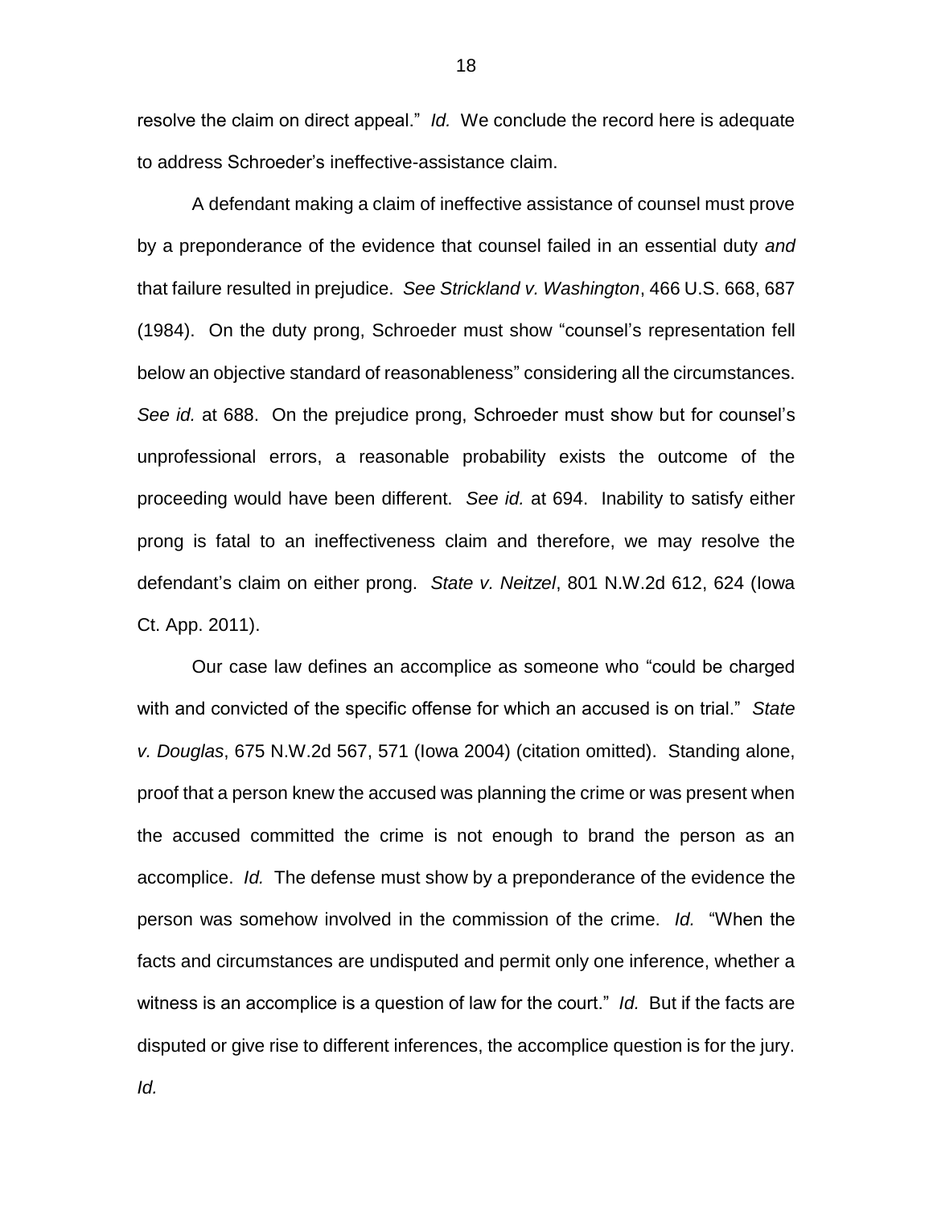resolve the claim on direct appeal." *Id.* We conclude the record here is adequate to address Schroeder's ineffective-assistance claim.

A defendant making a claim of ineffective assistance of counsel must prove by a preponderance of the evidence that counsel failed in an essential duty *and* that failure resulted in prejudice. *See Strickland v. Washington*, 466 U.S. 668, 687 (1984). On the duty prong, Schroeder must show "counsel's representation fell below an objective standard of reasonableness" considering all the circumstances. *See id.* at 688. On the prejudice prong, Schroeder must show but for counsel's unprofessional errors, a reasonable probability exists the outcome of the proceeding would have been different. *See id.* at 694. Inability to satisfy either prong is fatal to an ineffectiveness claim and therefore, we may resolve the defendant's claim on either prong. *State v. Neitzel*, 801 N.W.2d 612, 624 (Iowa Ct. App. 2011).

Our case law defines an accomplice as someone who "could be charged with and convicted of the specific offense for which an accused is on trial." *State v. Douglas*, 675 N.W.2d 567, 571 (Iowa 2004) (citation omitted). Standing alone, proof that a person knew the accused was planning the crime or was present when the accused committed the crime is not enough to brand the person as an accomplice. *Id.* The defense must show by a preponderance of the evidence the person was somehow involved in the commission of the crime. *Id.* "When the facts and circumstances are undisputed and permit only one inference, whether a witness is an accomplice is a question of law for the court." *Id.* But if the facts are disputed or give rise to different inferences, the accomplice question is for the jury. *Id.*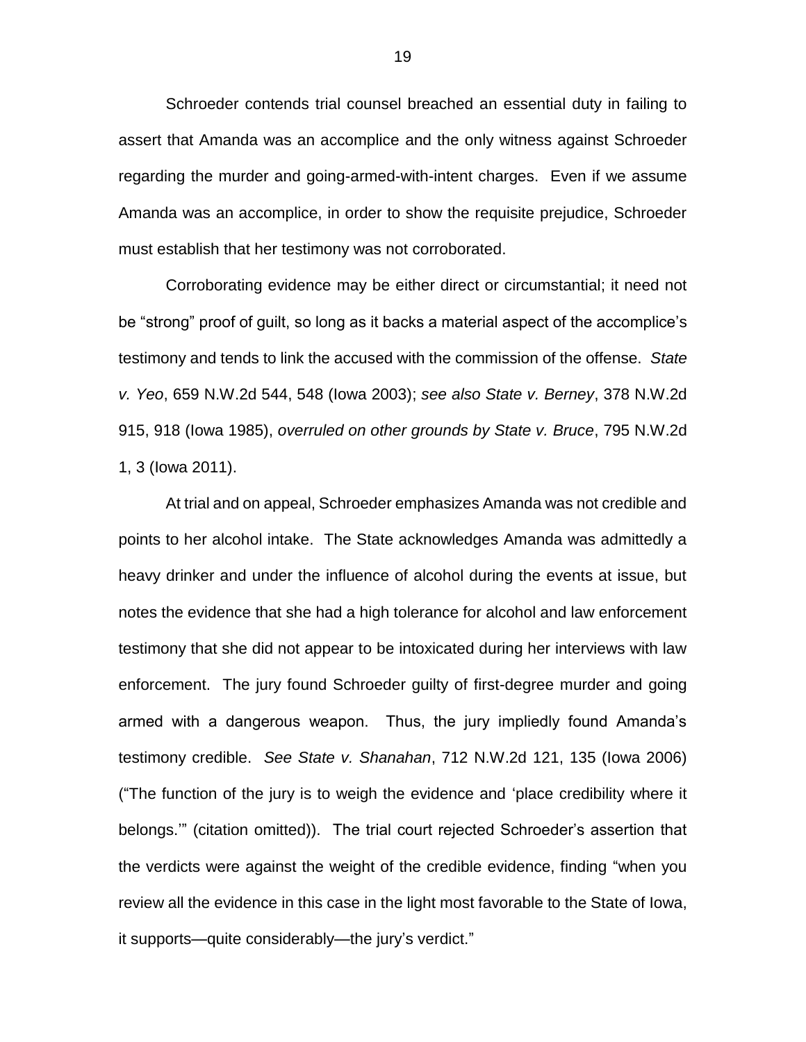Schroeder contends trial counsel breached an essential duty in failing to assert that Amanda was an accomplice and the only witness against Schroeder regarding the murder and going-armed-with-intent charges. Even if we assume Amanda was an accomplice, in order to show the requisite prejudice, Schroeder must establish that her testimony was not corroborated.

Corroborating evidence may be either direct or circumstantial; it need not be "strong" proof of guilt, so long as it backs a material aspect of the accomplice's testimony and tends to link the accused with the commission of the offense. *State v. Yeo*, 659 N.W.2d 544, 548 (Iowa 2003); *see also State v. Berney*, 378 N.W.2d 915, 918 (Iowa 1985), *overruled on other grounds by State v. Bruce*, 795 N.W.2d 1, 3 (Iowa 2011).

At trial and on appeal, Schroeder emphasizes Amanda was not credible and points to her alcohol intake. The State acknowledges Amanda was admittedly a heavy drinker and under the influence of alcohol during the events at issue, but notes the evidence that she had a high tolerance for alcohol and law enforcement testimony that she did not appear to be intoxicated during her interviews with law enforcement. The jury found Schroeder guilty of first-degree murder and going armed with a dangerous weapon. Thus, the jury impliedly found Amanda's testimony credible. *See State v. Shanahan*, 712 N.W.2d 121, 135 (Iowa 2006) ("The function of the jury is to weigh the evidence and 'place credibility where it belongs.'" (citation omitted)). The trial court rejected Schroeder's assertion that the verdicts were against the weight of the credible evidence, finding "when you review all the evidence in this case in the light most favorable to the State of Iowa, it supports—quite considerably—the jury's verdict."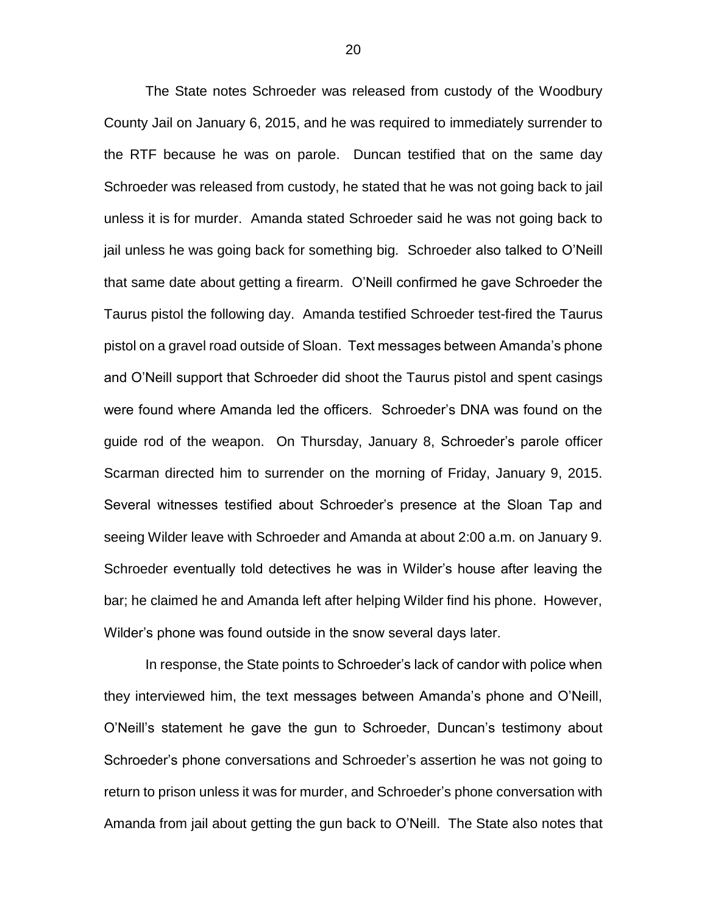The State notes Schroeder was released from custody of the Woodbury County Jail on January 6, 2015, and he was required to immediately surrender to the RTF because he was on parole. Duncan testified that on the same day Schroeder was released from custody, he stated that he was not going back to jail unless it is for murder. Amanda stated Schroeder said he was not going back to jail unless he was going back for something big. Schroeder also talked to O'Neill that same date about getting a firearm. O'Neill confirmed he gave Schroeder the Taurus pistol the following day. Amanda testified Schroeder test-fired the Taurus pistol on a gravel road outside of Sloan. Text messages between Amanda's phone and O'Neill support that Schroeder did shoot the Taurus pistol and spent casings were found where Amanda led the officers. Schroeder's DNA was found on the guide rod of the weapon. On Thursday, January 8, Schroeder's parole officer Scarman directed him to surrender on the morning of Friday, January 9, 2015. Several witnesses testified about Schroeder's presence at the Sloan Tap and seeing Wilder leave with Schroeder and Amanda at about 2:00 a.m. on January 9. Schroeder eventually told detectives he was in Wilder's house after leaving the bar; he claimed he and Amanda left after helping Wilder find his phone. However, Wilder's phone was found outside in the snow several days later.

In response, the State points to Schroeder's lack of candor with police when they interviewed him, the text messages between Amanda's phone and O'Neill, O'Neill's statement he gave the gun to Schroeder, Duncan's testimony about Schroeder's phone conversations and Schroeder's assertion he was not going to return to prison unless it was for murder, and Schroeder's phone conversation with Amanda from jail about getting the gun back to O'Neill. The State also notes that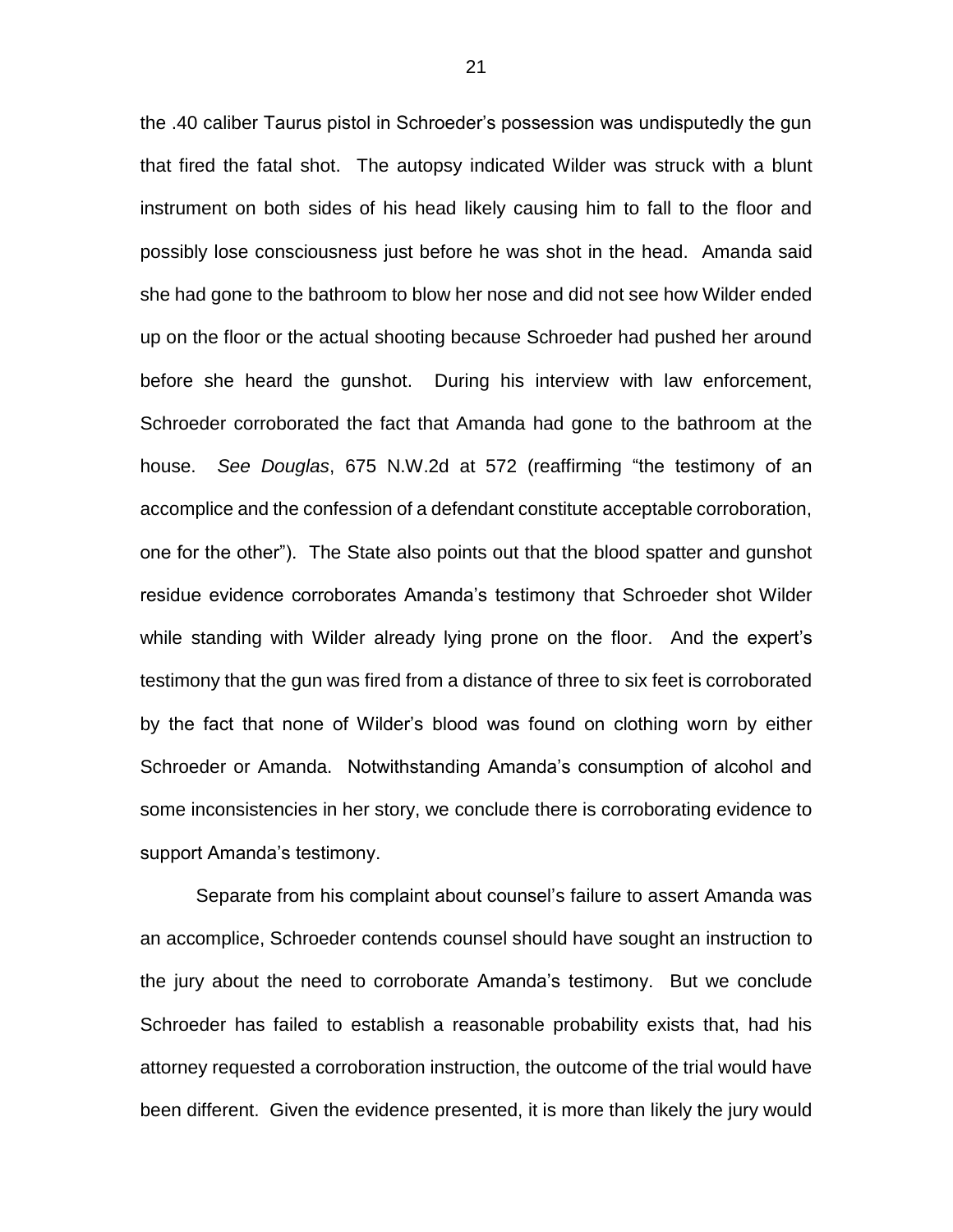the .40 caliber Taurus pistol in Schroeder's possession was undisputedly the gun that fired the fatal shot. The autopsy indicated Wilder was struck with a blunt instrument on both sides of his head likely causing him to fall to the floor and possibly lose consciousness just before he was shot in the head. Amanda said she had gone to the bathroom to blow her nose and did not see how Wilder ended up on the floor or the actual shooting because Schroeder had pushed her around before she heard the gunshot. During his interview with law enforcement, Schroeder corroborated the fact that Amanda had gone to the bathroom at the house. *See Douglas*, 675 N.W.2d at 572 (reaffirming "the testimony of an accomplice and the confession of a defendant constitute acceptable corroboration, one for the other"). The State also points out that the blood spatter and gunshot residue evidence corroborates Amanda's testimony that Schroeder shot Wilder while standing with Wilder already lying prone on the floor. And the expert's testimony that the gun was fired from a distance of three to six feet is corroborated by the fact that none of Wilder's blood was found on clothing worn by either Schroeder or Amanda. Notwithstanding Amanda's consumption of alcohol and some inconsistencies in her story, we conclude there is corroborating evidence to support Amanda's testimony.

Separate from his complaint about counsel's failure to assert Amanda was an accomplice, Schroeder contends counsel should have sought an instruction to the jury about the need to corroborate Amanda's testimony. But we conclude Schroeder has failed to establish a reasonable probability exists that, had his attorney requested a corroboration instruction, the outcome of the trial would have been different. Given the evidence presented, it is more than likely the jury would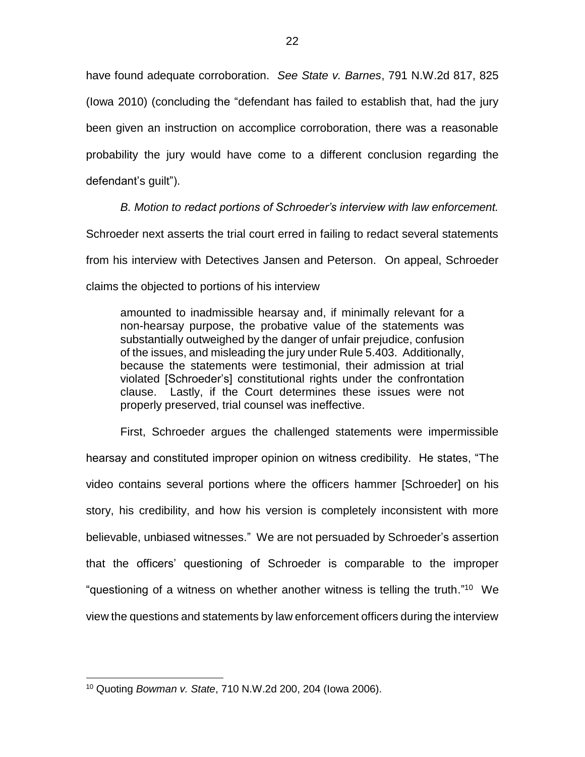have found adequate corroboration. *See State v. Barnes*, 791 N.W.2d 817, 825 (Iowa 2010) (concluding the "defendant has failed to establish that, had the jury been given an instruction on accomplice corroboration, there was a reasonable probability the jury would have come to a different conclusion regarding the defendant's guilt").

*B. Motion to redact portions of Schroeder's interview with law enforcement.* Schroeder next asserts the trial court erred in failing to redact several statements from his interview with Detectives Jansen and Peterson. On appeal, Schroeder claims the objected to portions of his interview

> amounted to inadmissible hearsay and, if minimally relevant for a non-hearsay purpose, the probative value of the statements was substantially outweighed by the danger of unfair prejudice, confusion of the issues, and misleading the jury under Rule 5.403. Additionally, because the statements were testimonial, their admission at trial violated [Schroeder's] constitutional rights under the confrontation clause. Lastly, if the Court determines these issues were not properly preserved, trial counsel was ineffective.

First, Schroeder argues the challenged statements were impermissible hearsay and constituted improper opinion on witness credibility. He states, "The video contains several portions where the officers hammer [Schroeder] on his story, his credibility, and how his version is completely inconsistent with more believable, unbiased witnesses." We are not persuaded by Schroeder's assertion that the officers' questioning of Schroeder is comparable to the improper "questioning of a witness on whether another witness is telling the truth."[10] We view the questions and statements by law enforcement officers during the interview

[10] Quoting *Bowman v. State*, 710 N.W.2d 200, 204 (Iowa 2006).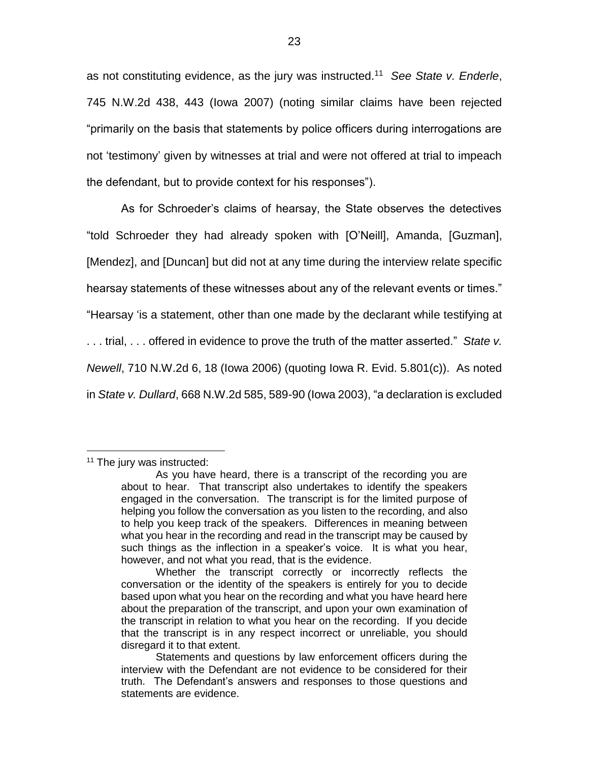as not constituting evidence, as the jury was instructed.[11] *See State v. Enderle*, 745 N.W.2d 438, 443 (Iowa 2007) (noting similar claims have been rejected "primarily on the basis that statements by police officers during interrogations are not 'testimony' given by witnesses at trial and were not offered at trial to impeach the defendant, but to provide context for his responses").

As for Schroeder's claims of hearsay, the State observes the detectives "told Schroeder they had already spoken with [O'Neill], Amanda, [Guzman], [Mendez], and [Duncan] but did not at any time during the interview relate specific hearsay statements of these witnesses about any of the relevant events or times." "Hearsay 'is a statement, other than one made by the declarant while testifying at . . . trial, . . . offered in evidence to prove the truth of the matter asserted." *State v. Newell*, 710 N.W.2d 6, 18 (Iowa 2006) (quoting Iowa R. Evid. 5.801(c)). As noted in *State v. Dullard*, 668 N.W.2d 585, 589-90 (Iowa 2003), "a declaration is excluded

---

[11] The jury was instructed:

> As you have heard, there is a transcript of the recording you are about to hear. That transcript also undertakes to identify the speakers engaged in the conversation. The transcript is for the limited purpose of helping you follow the conversation as you listen to the recording, and also to help you keep track of the speakers. Differences in meaning between what you hear in the recording and read in the transcript may be caused by such things as the inflection in a speaker's voice. It is what you hear, however, and not what you read, that is the evidence.
>
> Whether the transcript correctly or incorrectly reflects the conversation or the identity of the speakers is entirely for you to decide based upon what you hear on the recording and what you have heard here about the preparation of the transcript, and upon your own examination of the transcript in relation to what you hear on the recording. If you decide that the transcript is in any respect incorrect or unreliable, you should disregard it to that extent.
>
> Statements and questions by law enforcement officers during the interview with the Defendant are not evidence to be considered for their truth. The Defendant's answers and responses to those questions and statements are evidence.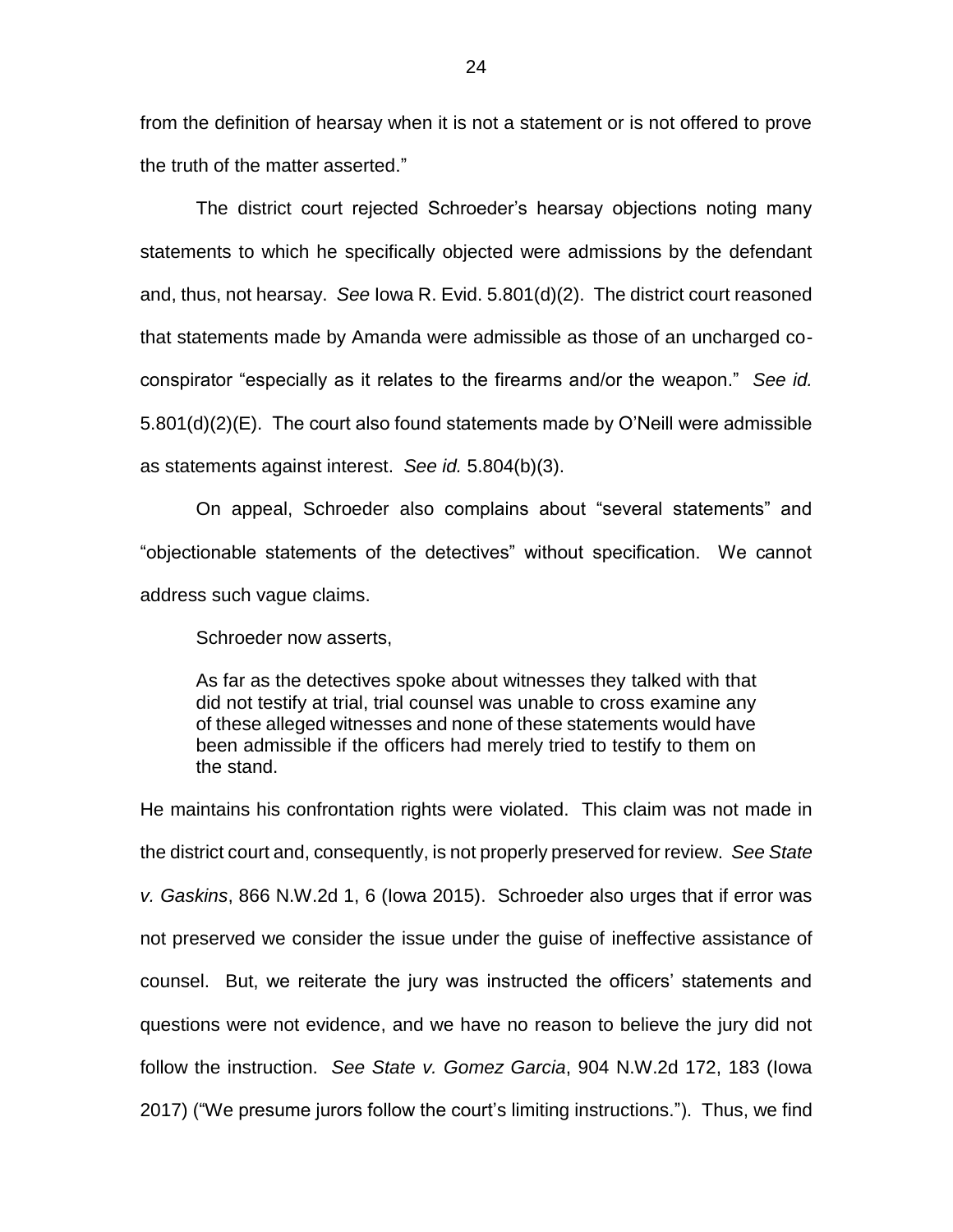from the definition of hearsay when it is not a statement or is not offered to prove the truth of the matter asserted."

The district court rejected Schroeder's hearsay objections noting many statements to which he specifically objected were admissions by the defendant and, thus, not hearsay. *See* Iowa R. Evid. 5.801(d)(2). The district court reasoned that statements made by Amanda were admissible as those of an uncharged co-conspirator "especially as it relates to the firearms and/or the weapon." *See id.* 5.801(d)(2)(E). The court also found statements made by O'Neill were admissible as statements against interest. *See id.* 5.804(b)(3).

On appeal, Schroeder also complains about "several statements" and "objectionable statements of the detectives" without specification. We cannot address such vague claims.

Schroeder now asserts,

> As far as the detectives spoke about witnesses they talked with that did not testify at trial, trial counsel was unable to cross examine any of these alleged witnesses and none of these statements would have been admissible if the officers had merely tried to testify to them on the stand.

He maintains his confrontation rights were violated. This claim was not made in the district court and, consequently, is not properly preserved for review. *See State v. Gaskins*, 866 N.W.2d 1, 6 (Iowa 2015). Schroeder also urges that if error was not preserved we consider the issue under the guise of ineffective assistance of counsel. But, we reiterate the jury was instructed the officers' statements and questions were not evidence, and we have no reason to believe the jury did not follow the instruction. *See State v. Gomez Garcia*, 904 N.W.2d 172, 183 (Iowa 2017) ("We presume jurors follow the court's limiting instructions."). Thus, we find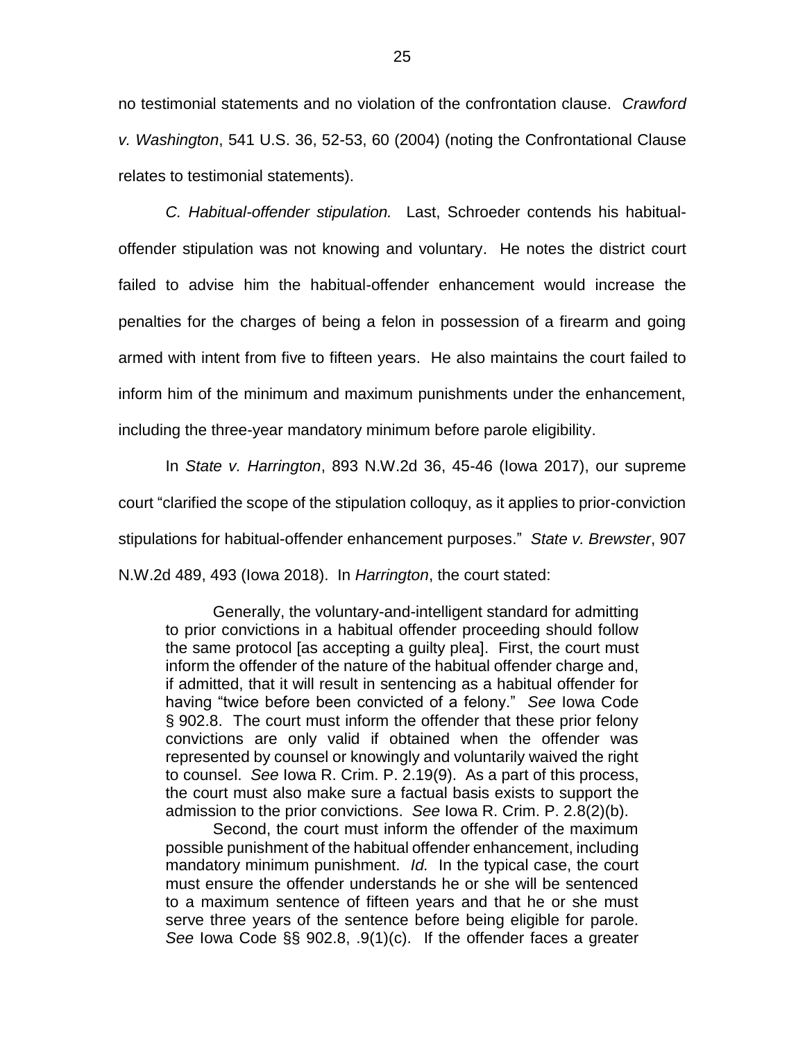no testimonial statements and no violation of the confrontation clause. *Crawford v. Washington*, 541 U.S. 36, 52-53, 60 (2004) (noting the Confrontational Clause relates to testimonial statements).

*C. Habitual-offender stipulation.* Last, Schroeder contends his habitual-offender stipulation was not knowing and voluntary. He notes the district court failed to advise him the habitual-offender enhancement would increase the penalties for the charges of being a felon in possession of a firearm and going armed with intent from five to fifteen years. He also maintains the court failed to inform him of the minimum and maximum punishments under the enhancement, including the three-year mandatory minimum before parole eligibility.

In *State v. Harrington*, 893 N.W.2d 36, 45-46 (Iowa 2017), our supreme court "clarified the scope of the stipulation colloquy, as it applies to prior-conviction stipulations for habitual-offender enhancement purposes." *State v. Brewster*, 907 N.W.2d 489, 493 (Iowa 2018). In *Harrington*, the court stated:

> Generally, the voluntary-and-intelligent standard for admitting to prior convictions in a habitual offender proceeding should follow the same protocol [as accepting a guilty plea]. First, the court must inform the offender of the nature of the habitual offender charge and, if admitted, that it will result in sentencing as a habitual offender for having "twice before been convicted of a felony." *See* Iowa Code § 902.8. The court must inform the offender that these prior felony convictions are only valid if obtained when the offender was represented by counsel or knowingly and voluntarily waived the right to counsel. *See* Iowa R. Crim. P. 2.19(9). As a part of this process, the court must also make sure a factual basis exists to support the admission to the prior convictions. *See* Iowa R. Crim. P. 2.8(2)(b).
>
> Second, the court must inform the offender of the maximum possible punishment of the habitual offender enhancement, including mandatory minimum punishment. *Id.* In the typical case, the court must ensure the offender understands he or she will be sentenced to a maximum sentence of fifteen years and that he or she must serve three years of the sentence before being eligible for parole. *See* Iowa Code §§ 902.8, .9(1)(c). If the offender faces a greater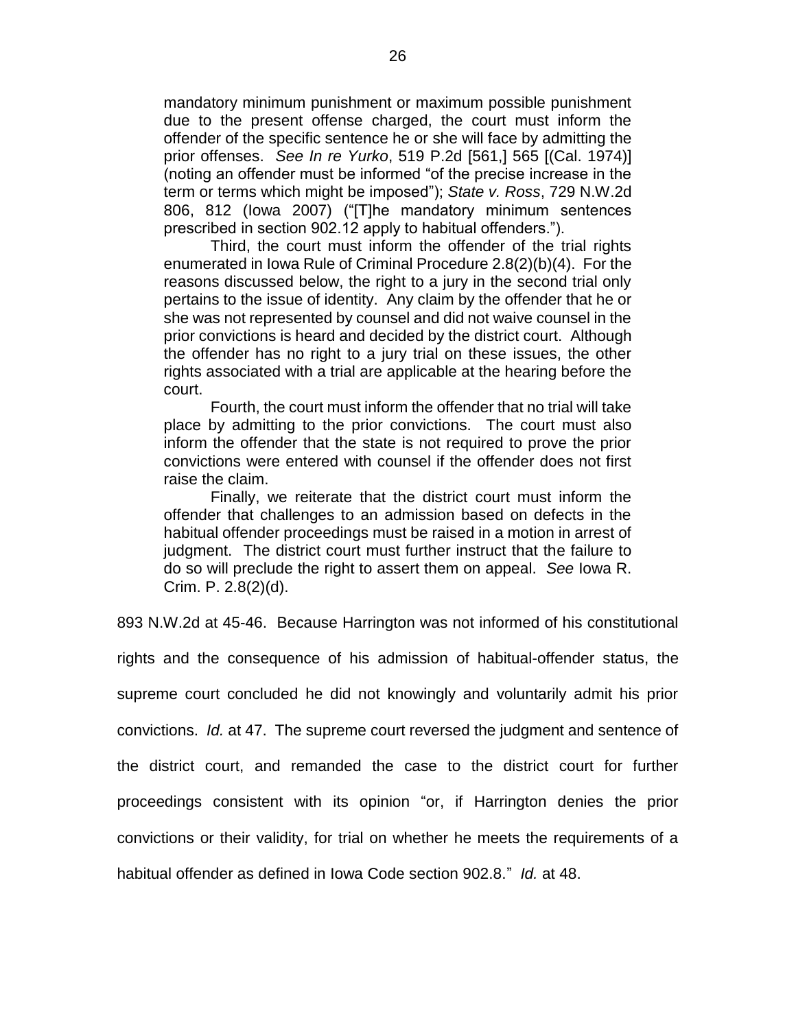> mandatory minimum punishment or maximum possible punishment due to the present offense charged, the court must inform the offender of the specific sentence he or she will face by admitting the prior offenses. *See In re Yurko*, 519 P.2d [561,] 565 [(Cal. 1974)] (noting an offender must be informed "of the precise increase in the term or terms which might be imposed"); *State v. Ross*, 729 N.W.2d 806, 812 (Iowa 2007) ("[T]he mandatory minimum sentences prescribed in section 902.12 apply to habitual offenders.").
>
> Third, the court must inform the offender of the trial rights enumerated in Iowa Rule of Criminal Procedure 2.8(2)(b)(4). For the reasons discussed below, the right to a jury in the second trial only pertains to the issue of identity. Any claim by the offender that he or she was not represented by counsel and did not waive counsel in the prior convictions is heard and decided by the district court. Although the offender has no right to a jury trial on these issues, the other rights associated with a trial are applicable at the hearing before the court.
>
> Fourth, the court must inform the offender that no trial will take place by admitting to the prior convictions. The court must also inform the offender that the state is not required to prove the prior convictions were entered with counsel if the offender does not first raise the claim.
>
> Finally, we reiterate that the district court must inform the offender that challenges to an admission based on defects in the habitual offender proceedings must be raised in a motion in arrest of judgment. The district court must further instruct that the failure to do so will preclude the right to assert them on appeal. *See* Iowa R. Crim. P. 2.8(2)(d).

893 N.W.2d at 45-46. Because Harrington was not informed of his constitutional rights and the consequence of his admission of habitual-offender status, the supreme court concluded he did not knowingly and voluntarily admit his prior convictions. *Id.* at 47. The supreme court reversed the judgment and sentence of the district court, and remanded the case to the district court for further proceedings consistent with its opinion "or, if Harrington denies the prior convictions or their validity, for trial on whether he meets the requirements of a habitual offender as defined in Iowa Code section 902.8." *Id.* at 48.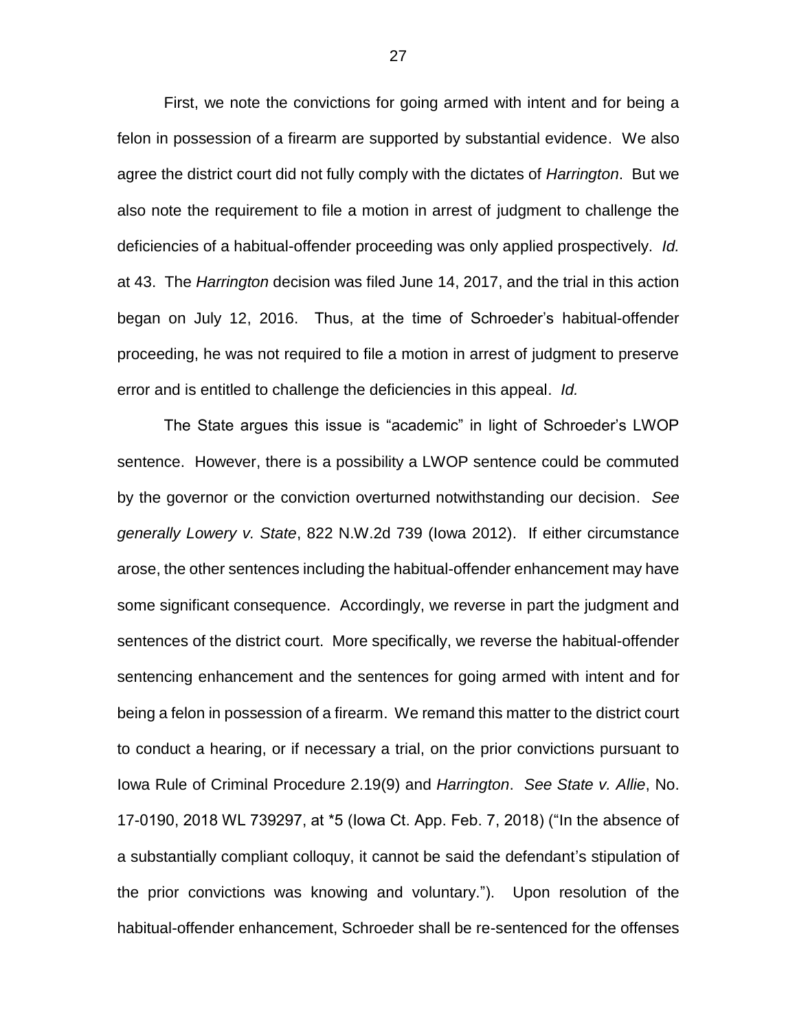First, we note the convictions for going armed with intent and for being a felon in possession of a firearm are supported by substantial evidence. We also agree the district court did not fully comply with the dictates of *Harrington*. But we also note the requirement to file a motion in arrest of judgment to challenge the deficiencies of a habitual-offender proceeding was only applied prospectively. *Id.* at 43. The *Harrington* decision was filed June 14, 2017, and the trial in this action began on July 12, 2016. Thus, at the time of Schroeder's habitual-offender proceeding, he was not required to file a motion in arrest of judgment to preserve error and is entitled to challenge the deficiencies in this appeal. *Id.*

The State argues this issue is "academic" in light of Schroeder's LWOP sentence. However, there is a possibility a LWOP sentence could be commuted by the governor or the conviction overturned notwithstanding our decision. *See generally Lowery v. State*, 822 N.W.2d 739 (Iowa 2012). If either circumstance arose, the other sentences including the habitual-offender enhancement may have some significant consequence. Accordingly, we reverse in part the judgment and sentences of the district court. More specifically, we reverse the habitual-offender sentencing enhancement and the sentences for going armed with intent and for being a felon in possession of a firearm. We remand this matter to the district court to conduct a hearing, or if necessary a trial, on the prior convictions pursuant to Iowa Rule of Criminal Procedure 2.19(9) and *Harrington*. *See State v. Allie*, No. 17-0190, 2018 WL 739297, at *5 (Iowa Ct. App. Feb. 7, 2018) ("In the absence of a substantially compliant colloquy, it cannot be said the defendant's stipulation of the prior convictions was knowing and voluntary."). Upon resolution of the habitual-offender enhancement, Schroeder shall be re-sentenced for the offenses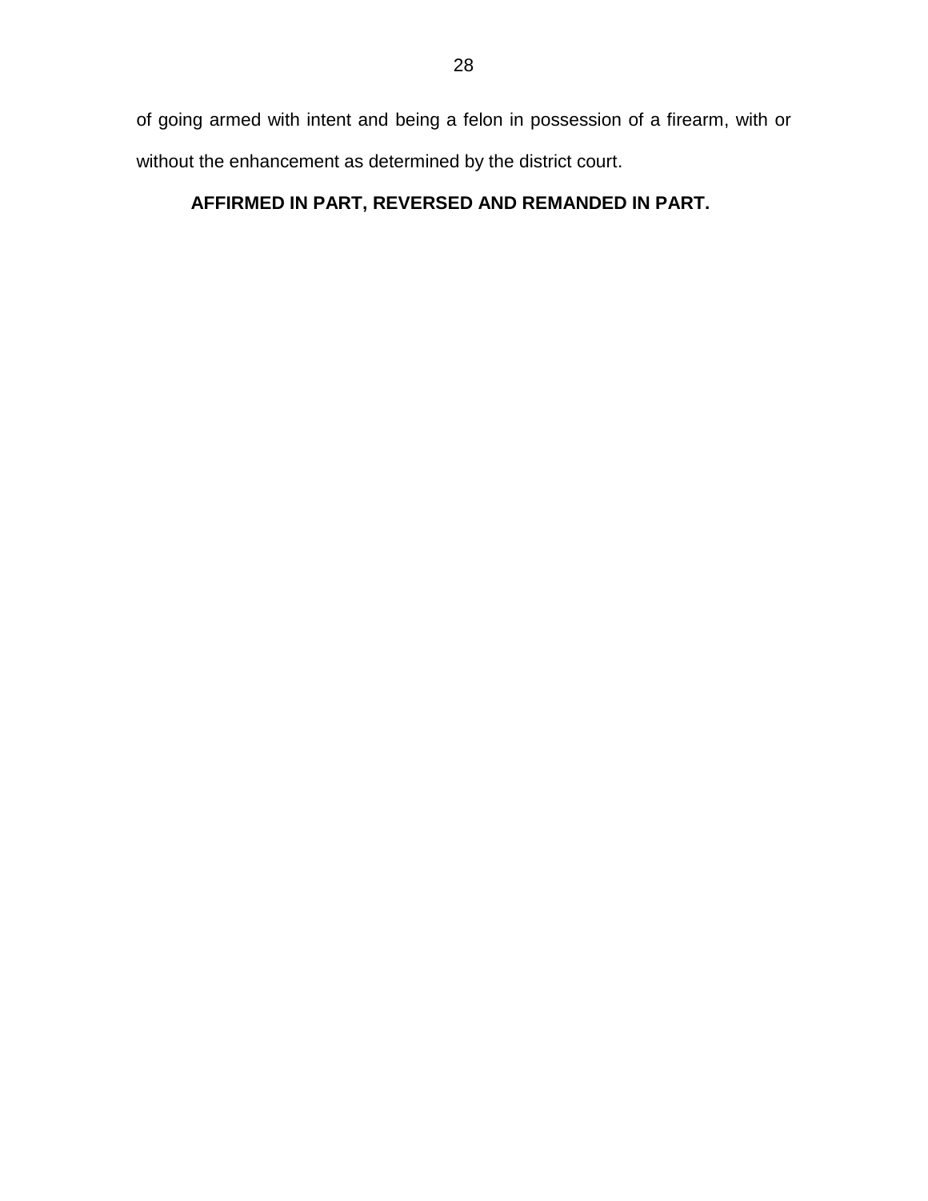of going armed with intent and being a felon in possession of a firearm, with or without the enhancement as determined by the district court.

**AFFIRMED IN PART, REVERSED AND REMANDED IN PART.**